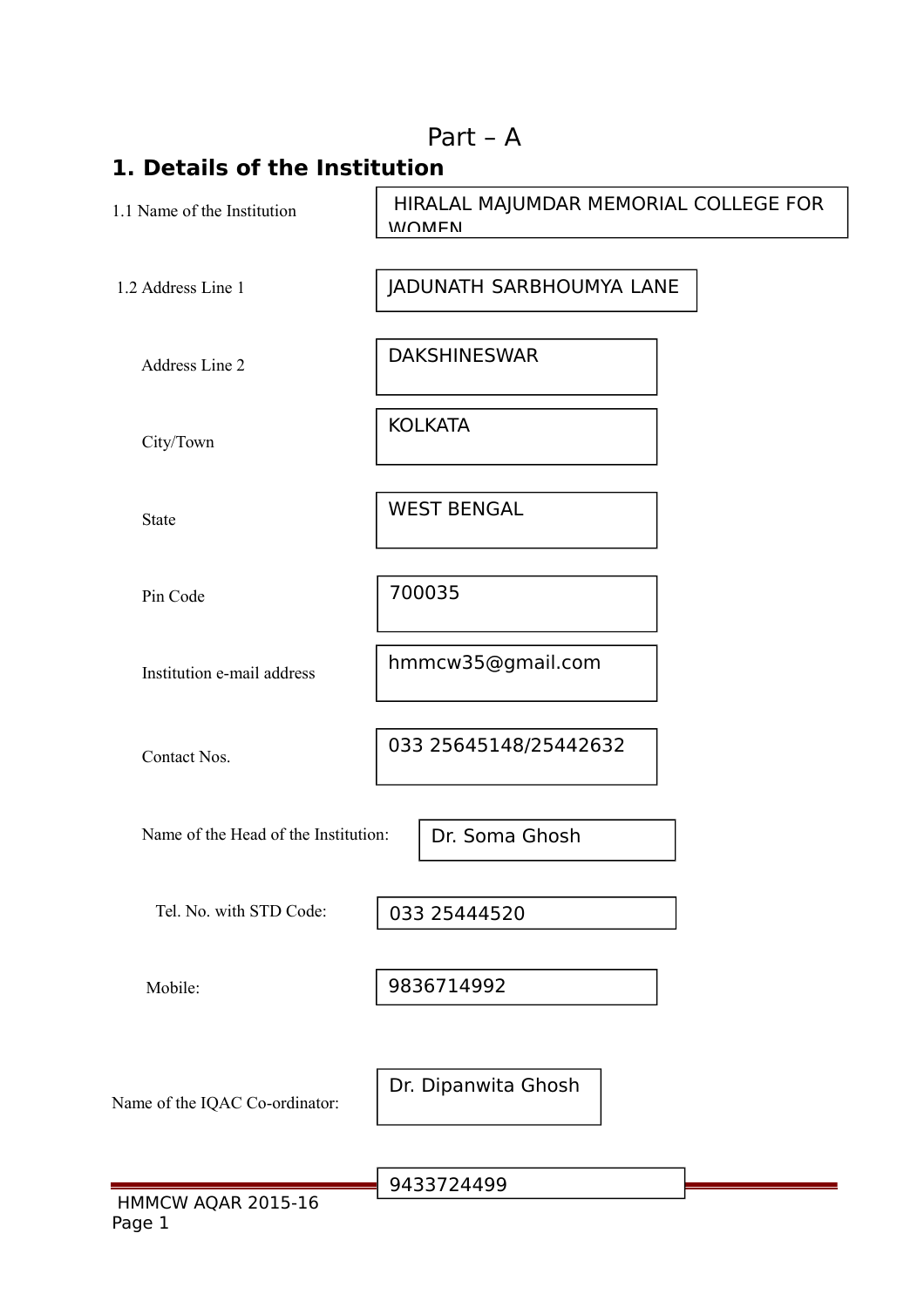# Part – A

## 1. Details of the Institution

| | |
|---|---|
| 1.1 Name of the Institution | HIRALAL MAJUMDAR MEMORIAL COLLEGE FOR WOMEN |
| 1.2 Address Line 1 | JADUNATH SARBHOUMYA LANE |
| Address Line 2 | DAKSHINESWAR |
| City/Town | KOLKATA |
| State | WEST BENGAL |
| Pin Code | 700035 |
| Institution e-mail address | hmmcw35@gmail.com |
| Contact Nos. | 033 25645148/25442632 |
| Name of the Head of the Institution: | Dr. Soma Ghosh |
| Tel. No. with STD Code: | 033 25444520 |
| Mobile: | 9836714992 |
| Name of the IQAC Co-ordinator: | Dr. Dipanwita Ghosh |
| | 9433724499 |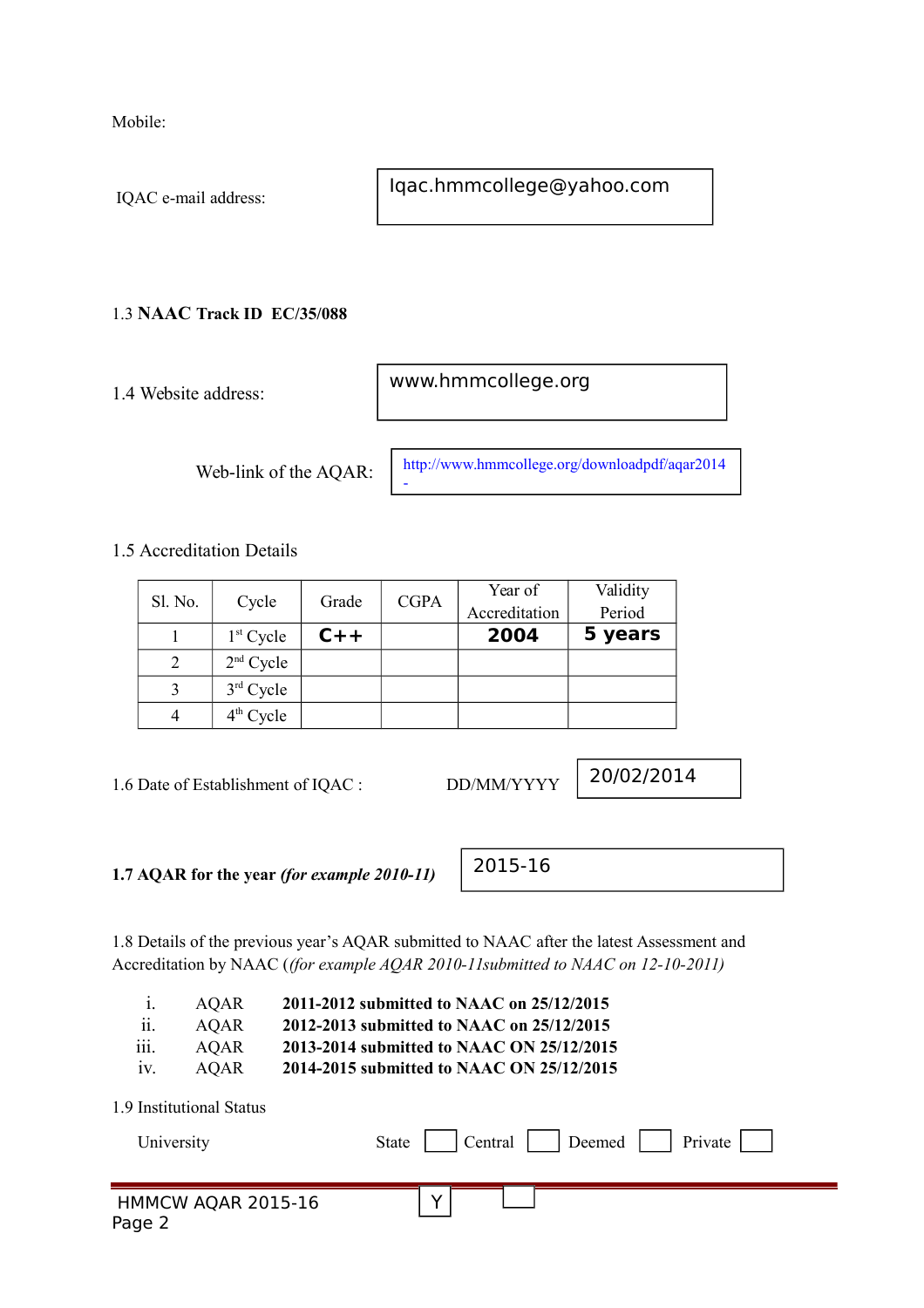Mobile:

IQAC e-mail address: Iqac.hmmcollege@yahoo.com

1.3 **NAAC Track ID EC/35/088**

1.4 Website address: www.hmmcollege.org

Web-link of the AQAR: http://www.hmmcollege.org/downloadpdf/aqar2014 -

1.5 Accreditation Details

| Sl. No. | Cycle | Grade | CGPA | Year of Accreditation | Validity Period |
|---|---|---|---|---|---|
| 1 | 1st Cycle | **C++** | | **2004** | **5 years** |
| 2 | 2nd Cycle | | | | |
| 3 | 3rd Cycle | | | | |
| 4 | 4th Cycle | | | | |

1.6 Date of Establishment of IQAC : DD/MM/YYYY 20/02/2014

**1.7 AQAR for the year *(for example 2010-11)*** 2015-16

1.8 Details of the previous year's AQAR submitted to NAAC after the latest Assessment and Accreditation by NAAC (*(for example AQAR 2010-11submitted to NAAC on 12-10-2011)*

i. AQAR **2011-2012 submitted to NAAC on 25/12/2015**
ii. AQAR **2012-2013 submitted to NAAC on 25/12/2015**
iii. AQAR **2013-2014 submitted to NAAC ON 25/12/2015**
iv. AQAR **2014-2015 submitted to NAAC ON 25/12/2015**

1.9 Institutional Status

University State [ ] Central [ ] Deemed [ ] Private [ ]

Y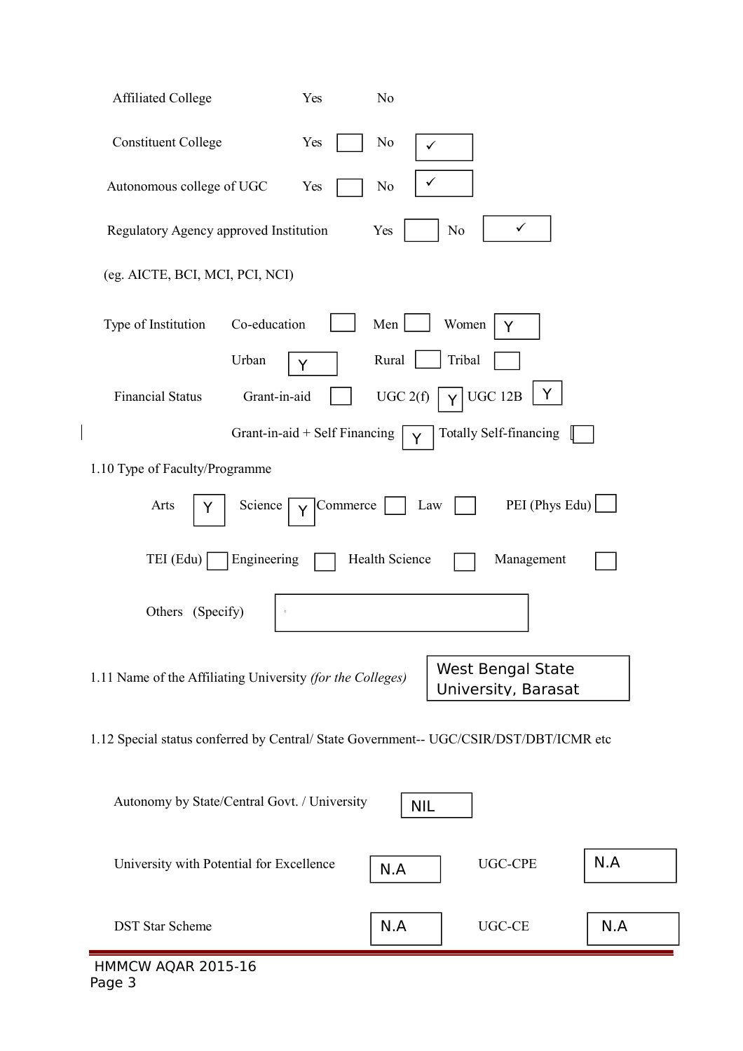Affiliated College Yes No

Constituent College Yes No ✓

Autonomous college of UGC Yes No ✓

Regulatory Agency approved Institution Yes No ✓

(eg. AICTE, BCI, MCI, PCI, NCI)

Type of Institution Co-education Men Women Y

Urban Y Rural Tribal

Financial Status Grant-in-aid UGC 2(f) Y UGC 12B Y

Grant-in-aid + Self Financing Y Totally Self-financing

1.10 Type of Faculty/Programme

Arts Y Science Y Commerce Law PEI (Phys Edu)

TEI (Edu) Engineering Health Science Management

Others (Specify)

1.11 Name of the Affiliating University *(for the Colleges)* West Bengal State University, Barasat

1.12 Special status conferred by Central/ State Government-- UGC/CSIR/DST/DBT/ICMR etc

Autonomy by State/Central Govt. / University NIL

University with Potential for Excellence N.A UGC-CPE N.A

DST Star Scheme N.A UGC-CE N.A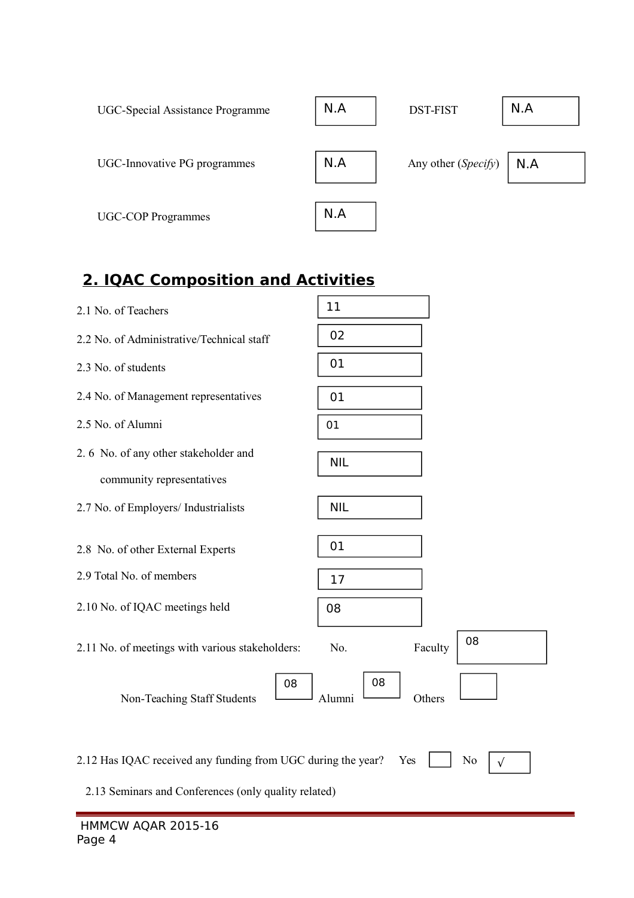| | | | |
|---|---|---|---|
| UGC-Special Assistance Programme | N.A | DST-FIST | N.A |
| UGC-Innovative PG programmes | N.A | Any other (*Specify*) | N.A |
| UGC-COP Programmes | N.A | | |

## 2. IQAC Composition and Activities

| | |
|---|---|
| 2.1 No. of Teachers | 11 |
| 2.2 No. of Administrative/Technical staff | 02 |
| 2.3 No. of students | 01 |
| 2.4 No. of Management representatives | 01 |
| 2.5 No. of Alumni | 01 |
| 2.6 No. of any other stakeholder and community representatives | NIL |
| 2.7 No. of Employers/ Industrialists | NIL |
| 2.8 No. of other External Experts | 01 |
| 2.9 Total No. of members | 17 |
| 2.10 No. of IQAC meetings held | 08 |

2.11 No. of meetings with various stakeholders: No. Faculty 08

Non-Teaching Staff Students 08 Alumni 08 Others

2.12 Has IQAC received any funding from UGC during the year? Yes ☐ No √

2.13 Seminars and Conferences (only quality related)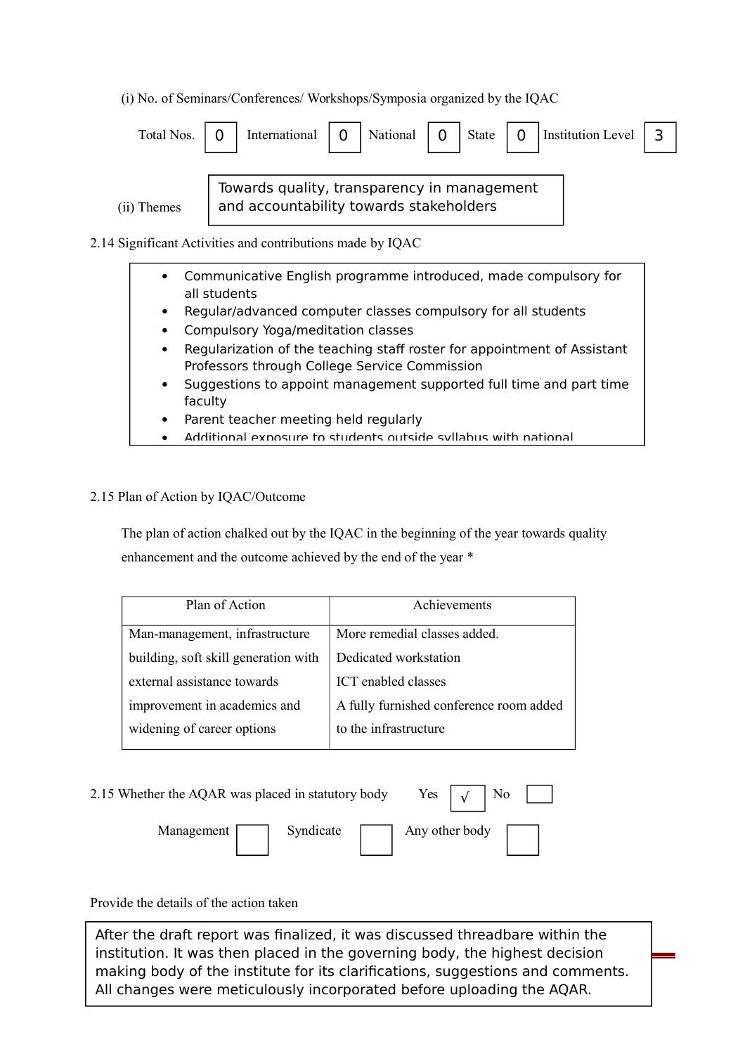(i) No. of Seminars/Conferences/ Workshops/Symposia organized by the IQAC

| Total Nos. | International | National | State | Institution Level |
|---|---|---|---|---|
| 0 | 0 | 0 | 0 | 3 |

(ii) Themes: Towards quality, transparency in management and accountability towards stakeholders

2.14 Significant Activities and contributions made by IQAC

- Communicative English programme introduced, made compulsory for all students
- Regular/advanced computer classes compulsory for all students
- Compulsory Yoga/meditation classes
- Regularization of the teaching staff roster for appointment of Assistant Professors through College Service Commission
- Suggestions to appoint management supported full time and part time faculty
- Parent teacher meeting held regularly
- Additional exposure to students outside syllabus with national

2.15 Plan of Action by IQAC/Outcome

The plan of action chalked out by the IQAC in the beginning of the year towards quality enhancement and the outcome achieved by the end of the year *

| Plan of Action | Achievements |
|---|---|
| Man-management, infrastructure building, soft skill generation with external assistance towards improvement in academics and widening of career options | More remedial classes added. Dedicated workstation ICT enabled classes A fully furnished conference room added to the infrastructure |

2.15 Whether the AQAR was placed in statutory body Yes [√] No [ ]

Management [ ] Syndicate [ ] Any other body [ ]

Provide the details of the action taken

After the draft report was finalized, it was discussed threadbare within the institution. It was then placed in the governing body, the highest decision making body of the institute for its clarifications, suggestions and comments. All changes were meticulously incorporated before uploading the AQAR.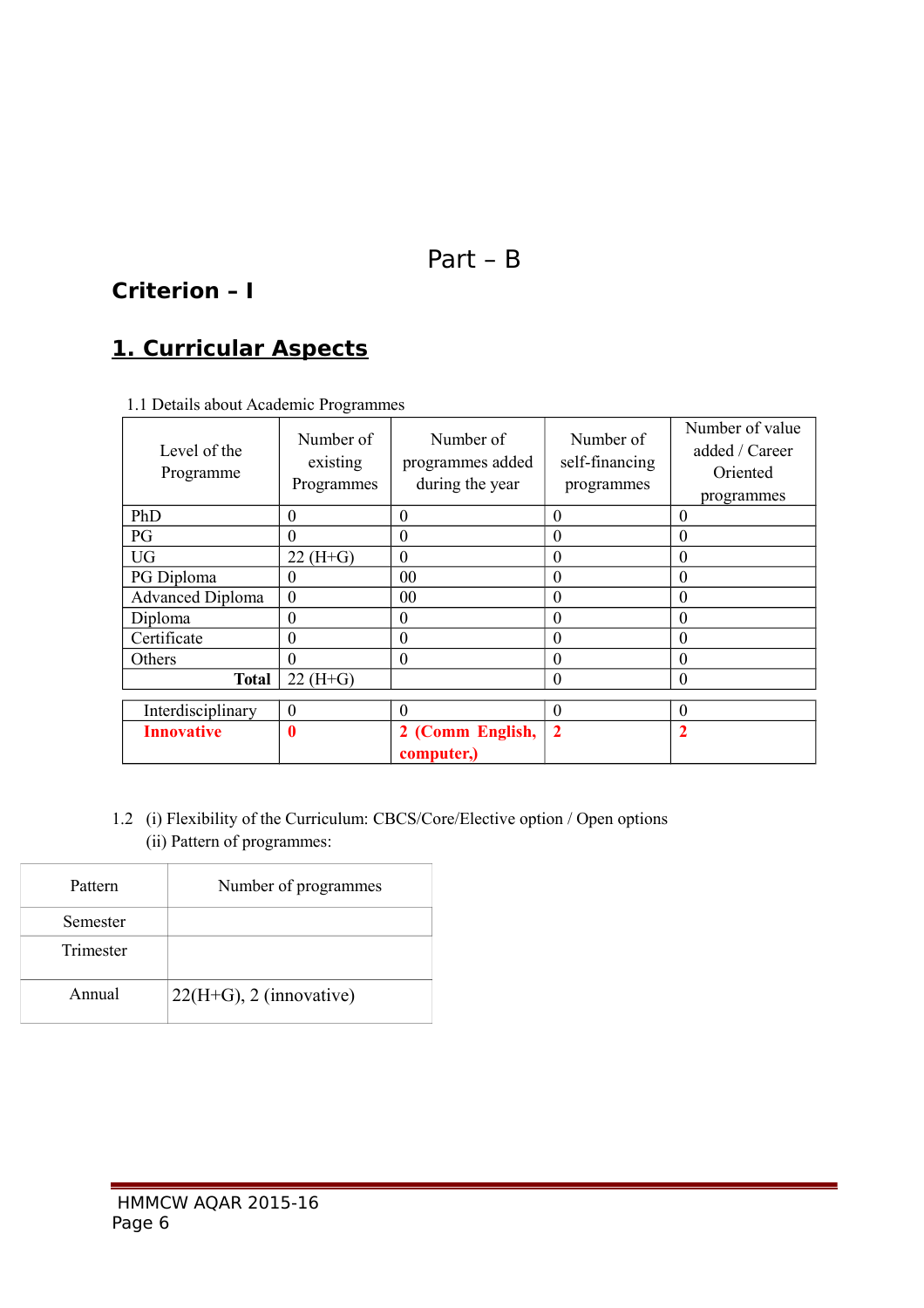# Part – B

## Criterion – I

## 1. Curricular Aspects

1.1 Details about Academic Programmes

| Level of the Programme | Number of existing Programmes | Number of programmes added during the year | Number of self-financing programmes | Number of value added / Career Oriented programmes |
|---|---|---|---|---|
| PhD | 0 | 0 | 0 | 0 |
| PG | 0 | 0 | 0 | 0 |
| UG | 22 (H+G) | 0 | 0 | 0 |
| PG Diploma | 0 | 00 | 0 | 0 |
| Advanced Diploma | 0 | 00 | 0 | 0 |
| Diploma | 0 | 0 | 0 | 0 |
| Certificate | 0 | 0 | 0 | 0 |
| Others | 0 | 0 | 0 | 0 |
| **Total** | 22 (H+G) | | 0 | 0 |
| Interdisciplinary | 0 | 0 | 0 | 0 |
| **Innovative** | **0** | **2 (Comm English, computer,)** | **2** | **2** |

1.2 (i) Flexibility of the Curriculum: CBCS/Core/Elective option / Open options

(ii) Pattern of programmes:

| Pattern | Number of programmes |
|---|---|
| Semester | |
| Trimester | |
| Annual | 22(H+G), 2 (innovative) |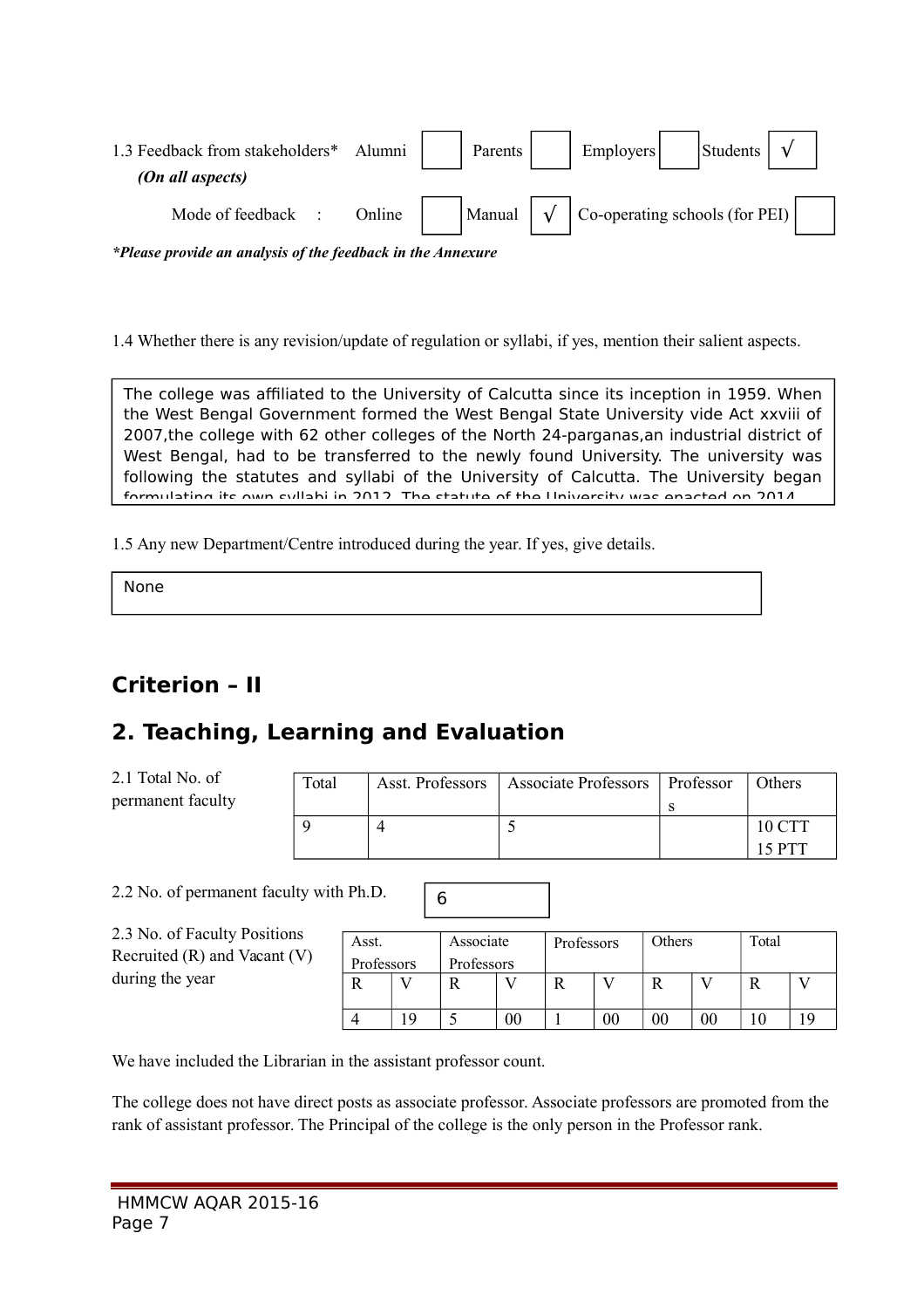1.3 Feedback from stakeholders* Alumni [ ] Parents [ ] Employers [ ] Students [√]

*(On all aspects)*

Mode of feedback : Online [ ] Manual [√] Co-operating schools (for PEI) [ ]

***Please provide an analysis of the feedback in the Annexure***

1.4 Whether there is any revision/update of regulation or syllabi, if yes, mention their salient aspects.

The college was affiliated to the University of Calcutta since its inception in 1959. When the West Bengal Government formed the West Bengal State University vide Act xxviii of 2007,the college with 62 other colleges of the North 24-parganas,an industrial district of West Bengal, had to be transferred to the newly found University. The university was following the statutes and syllabi of the University of Calcutta. The University began formulating its own syllabi in 2012. The statute of the University was enacted on 2014

1.5 Any new Department/Centre introduced during the year. If yes, give details.

None

## Criterion – II

## 2. Teaching, Learning and Evaluation

2.1 Total No. of permanent faculty

| Total | Asst. Professors | Associate Professors | Professors | Others |
|---|---|---|---|---|
| 9 | 4 | 5 | | 10 CTT 15 PTT |

2.2 No. of permanent faculty with Ph.D. 6

2.3 No. of Faculty Positions Recruited (R) and Vacant (V) during the year

| Asst. Professors | | Associate Professors | | Professors | | Others | | Total | |
|---|---|---|---|---|---|---|---|---|---|
| R | V | R | V | R | V | R | V | R | V |
| 4 | 19 | 5 | 00 | 1 | 00 | 00 | 00 | 10 | 19 |

We have included the Librarian in the assistant professor count.

The college does not have direct posts as associate professor. Associate professors are promoted from the rank of assistant professor. The Principal of the college is the only person in the Professor rank.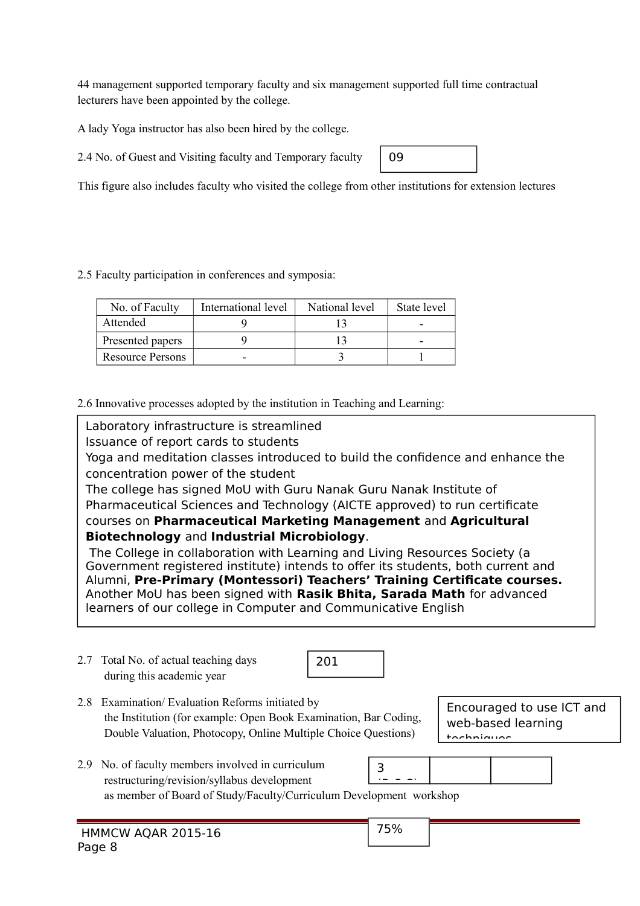44 management supported temporary faculty and six management supported full time contractual lecturers have been appointed by the college.

A lady Yoga instructor has also been hired by the college.

2.4 No. of Guest and Visiting faculty and Temporary faculty: 09

This figure also includes faculty who visited the college from other institutions for extension lectures

2.5 Faculty participation in conferences and symposia:

| No. of Faculty | International level | National level | State level |
|---|---|---|---|
| Attended | 9 | 13 | - |
| Presented papers | 9 | 13 | - |
| Resource Persons | - | 3 | 1 |

2.6 Innovative processes adopted by the institution in Teaching and Learning:

Laboratory infrastructure is streamlined
Issuance of report cards to students
Yoga and meditation classes introduced to build the confidence and enhance the concentration power of the student
The college has signed MoU with Guru Nanak Guru Nanak Institute of Pharmaceutical Sciences and Technology (AICTE approved) to run certificate courses on **Pharmaceutical Marketing Management** and **Agricultural Biotechnology** and **Industrial Microbiology**.
The College in collaboration with Learning and Living Resources Society (a Government registered institute) intends to offer its students, both current and Alumni, **Pre-Primary (Montessori) Teachers' Training Certificate courses.** Another MoU has been signed with **Rasik Bhita, Sarada Math** for advanced learners of our college in Computer and Communicative English

2.7 Total No. of actual teaching days during this academic year: 201

2.8 Examination/ Evaluation Reforms initiated by the Institution (for example: Open Book Examination, Bar Coding, Double Valuation, Photocopy, Online Multiple Choice Questions): Encouraged to use ICT and web-based learning techniques

2.9 No. of faculty members involved in curriculum restructuring/revision/syllabus development as member of Board of Study/Faculty/Curriculum Development workshop: 3

75%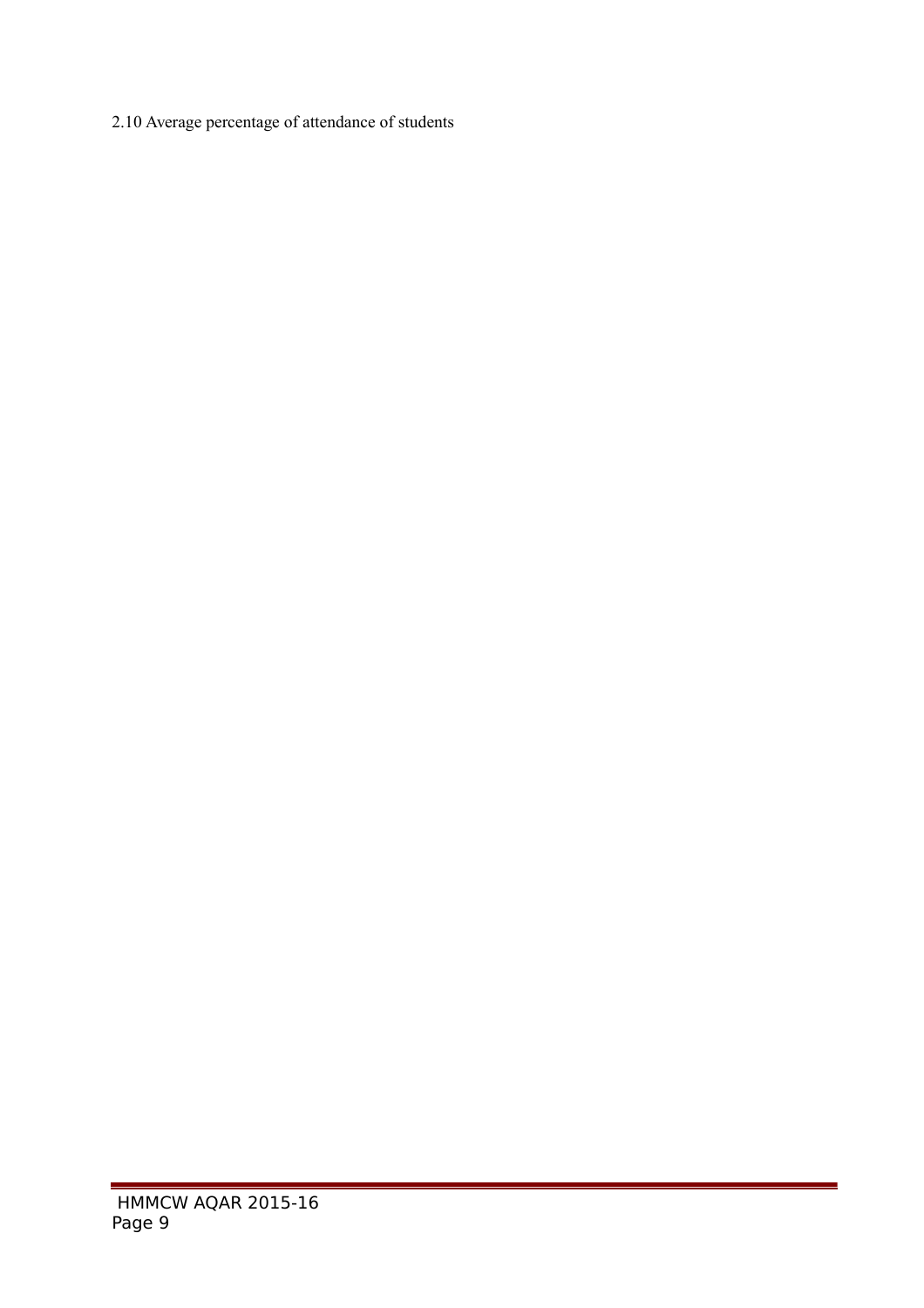2.10 Average percentage of attendance of students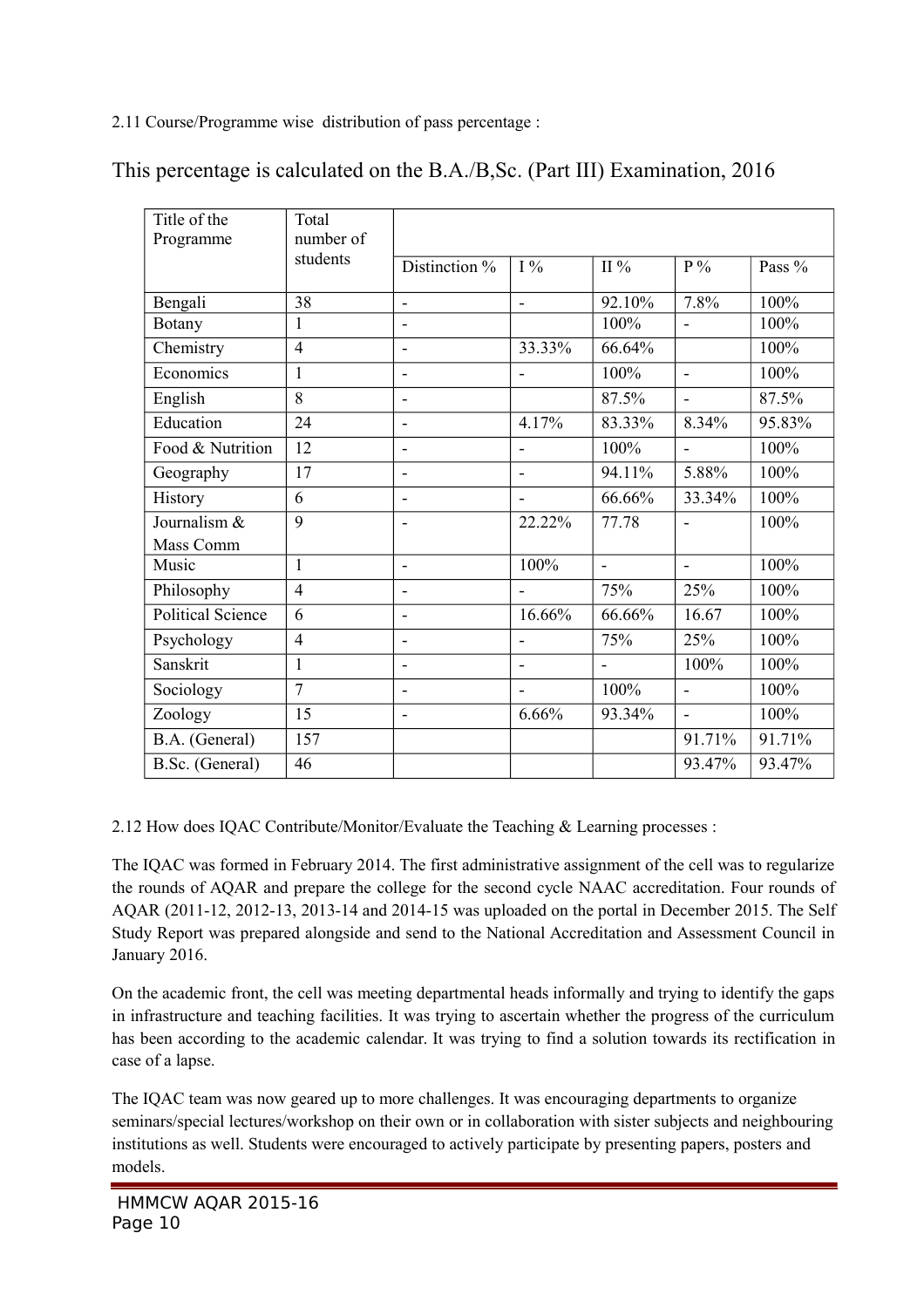2.11 Course/Programme wise distribution of pass percentage :

This percentage is calculated on the B.A./B,Sc. (Part III) Examination, 2016

| Title of the Programme | Total number of students | Distinction % | I % | II % | P % | Pass % |
|---|---|---|---|---|---|---|
| Bengali | 38 | - | - | 92.10% | 7.8% | 100% |
| Botany | 1 | - | | 100% | - | 100% |
| Chemistry | 4 | - | 33.33% | 66.64% | | 100% |
| Economics | 1 | - | - | 100% | - | 100% |
| English | 8 | - | | 87.5% | - | 87.5% |
| Education | 24 | - | 4.17% | 83.33% | 8.34% | 95.83% |
| Food & Nutrition | 12 | - | - | 100% | - | 100% |
| Geography | 17 | - | - | 94.11% | 5.88% | 100% |
| History | 6 | - | - | 66.66% | 33.34% | 100% |
| Journalism & Mass Comm | 9 | - | 22.22% | 77.78 | - | 100% |
| Music | 1 | - | 100% | - | - | 100% |
| Philosophy | 4 | - | - | 75% | 25% | 100% |
| Political Science | 6 | - | 16.66% | 66.66% | 16.67 | 100% |
| Psychology | 4 | - | - | 75% | 25% | 100% |
| Sanskrit | 1 | - | - | - | 100% | 100% |
| Sociology | 7 | - | - | 100% | - | 100% |
| Zoology | 15 | - | 6.66% | 93.34% | - | 100% |
| B.A. (General) | 157 | | | | 91.71% | 91.71% |
| B.Sc. (General) | 46 | | | | 93.47% | 93.47% |

2.12 How does IQAC Contribute/Monitor/Evaluate the Teaching & Learning processes :

The IQAC was formed in February 2014. The first administrative assignment of the cell was to regularize the rounds of AQAR and prepare the college for the second cycle NAAC accreditation. Four rounds of AQAR (2011-12, 2012-13, 2013-14 and 2014-15 was uploaded on the portal in December 2015. The Self Study Report was prepared alongside and send to the National Accreditation and Assessment Council in January 2016.

On the academic front, the cell was meeting departmental heads informally and trying to identify the gaps in infrastructure and teaching facilities. It was trying to ascertain whether the progress of the curriculum has been according to the academic calendar. It was trying to find a solution towards its rectification in case of a lapse.

The IQAC team was now geared up to more challenges. It was encouraging departments to organize seminars/special lectures/workshop on their own or in collaboration with sister subjects and neighbouring institutions as well. Students were encouraged to actively participate by presenting papers, posters and models.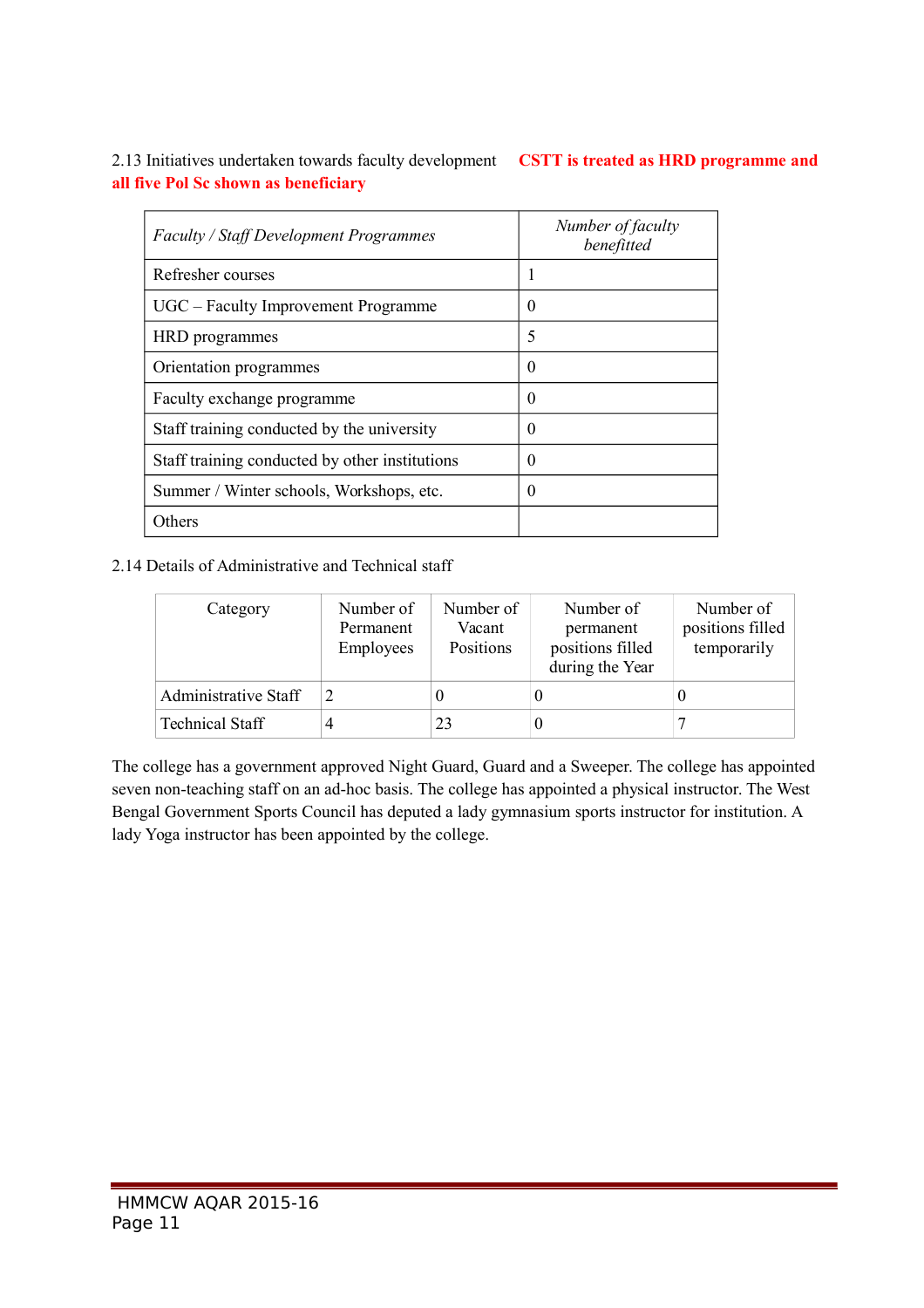2.13 Initiatives undertaken towards faculty development **CSTT is treated as HRD programme and all five Pol Sc shown as beneficiary**

| *Faculty / Staff Development Programmes* | *Number of faculty benefitted* |
|---|---|
| Refresher courses | 1 |
| UGC – Faculty Improvement Programme | 0 |
| HRD programmes | 5 |
| Orientation programmes | 0 |
| Faculty exchange programme | 0 |
| Staff training conducted by the university | 0 |
| Staff training conducted by other institutions | 0 |
| Summer / Winter schools, Workshops, etc. | 0 |
| Others | |

2.14 Details of Administrative and Technical staff

| Category | Number of Permanent Employees | Number of Vacant Positions | Number of permanent positions filled during the Year | Number of positions filled temporarily |
|---|---|---|---|---|
| Administrative Staff | 2 | 0 | 0 | 0 |
| Technical Staff | 4 | 23 | 0 | 7 |

The college has a government approved Night Guard, Guard and a Sweeper. The college has appointed seven non-teaching staff on an ad-hoc basis. The college has appointed a physical instructor. The West Bengal Government Sports Council has deputed a lady gymnasium sports instructor for institution. A lady Yoga instructor has been appointed by the college.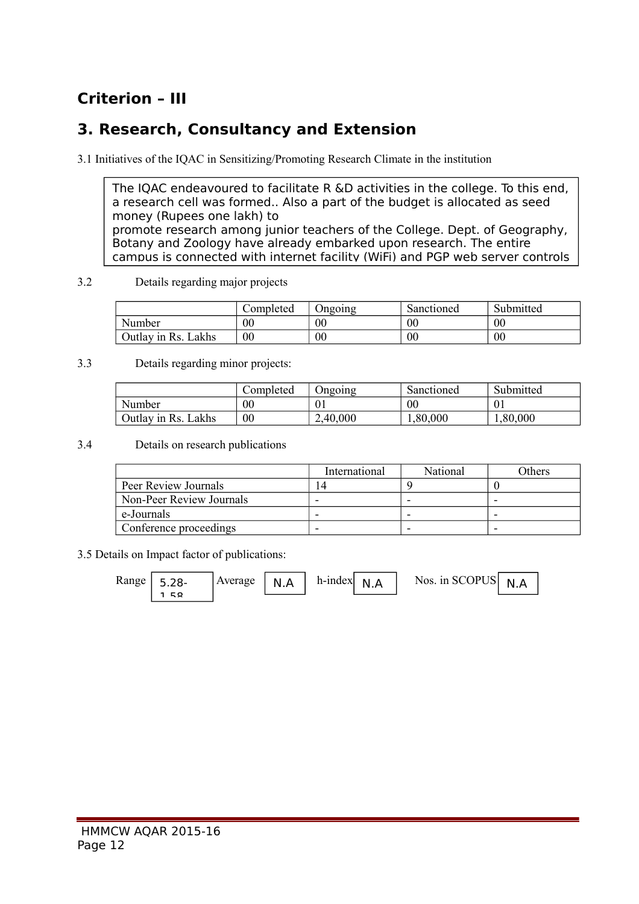## Criterion – III

## 3. Research, Consultancy and Extension

3.1 Initiatives of the IQAC in Sensitizing/Promoting Research Climate in the institution

The IQAC endeavoured to facilitate R &D activities in the college. To this end, a research cell was formed.. Also a part of the budget is allocated as seed money (Rupees one lakh) to promote research among junior teachers of the College. Dept. of Geography, Botany and Zoology have already embarked upon research. The entire campus is connected with internet facility (WiFi) and PGP web server controls

3.2 Details regarding major projects

| | Completed | Ongoing | Sanctioned | Submitted |
|---|---|---|---|---|
| Number | 00 | 00 | 00 | 00 |
| Outlay in Rs. Lakhs | 00 | 00 | 00 | 00 |

3.3 Details regarding minor projects:

| | Completed | Ongoing | Sanctioned | Submitted |
|---|---|---|---|---|
| Number | 00 | 01 | 00 | 01 |
| Outlay in Rs. Lakhs | 00 | 2,40,000 | 1,80,000 | 1,80,000 |

3.4 Details on research publications

| | International | National | Others |
|---|---|---|---|
| Peer Review Journals | 14 | 9 | 0 |
| Non-Peer Review Journals | - | - | - |
| e-Journals | - | - | - |
| Conference proceedings | - | - | - |

3.5 Details on Impact factor of publications:

Range 5.28-1.58 Average N.A h-index N.A Nos. in SCOPUS N.A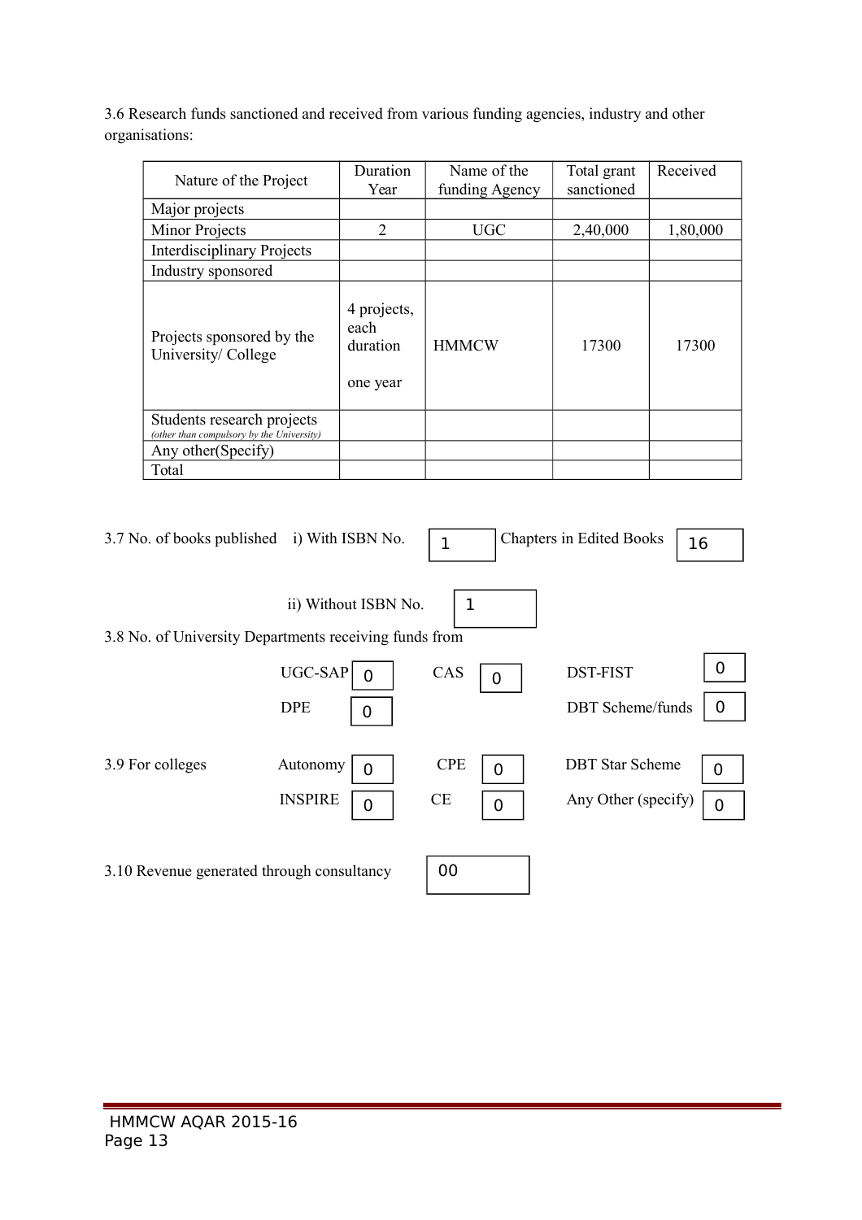3.6 Research funds sanctioned and received from various funding agencies, industry and other organisations:

| Nature of the Project | Duration Year | Name of the funding Agency | Total grant sanctioned | Received |
|---|---|---|---|---|
| Major projects | | | | |
| Minor Projects | 2 | UGC | 2,40,000 | 1,80,000 |
| Interdisciplinary Projects | | | | |
| Industry sponsored | | | | |
| Projects sponsored by the University/ College | 4 projects, each duration one year | HMMCW | 17300 | 17300 |
| Students research projects *(other than compulsory by the University)* | | | | |
| Any other(Specify) | | | | |
| Total | | | | |

3.7 No. of books published i) With ISBN No. 1 Chapters in Edited Books 16

ii) Without ISBN No. 1

3.8 No. of University Departments receiving funds from

| | | | | | |
|---|---|---|---|---|---|
| UGC-SAP | 0 | CAS | 0 | DST-FIST | 0 |
| DPE | 0 | | | DBT Scheme/funds | 0 |

3.9 For colleges

| | | | | | |
|---|---|---|---|---|---|
| Autonomy | 0 | CPE | 0 | DBT Star Scheme | 0 |
| INSPIRE | 0 | CE | 0 | Any Other (specify) | 0 |

3.10 Revenue generated through consultancy 00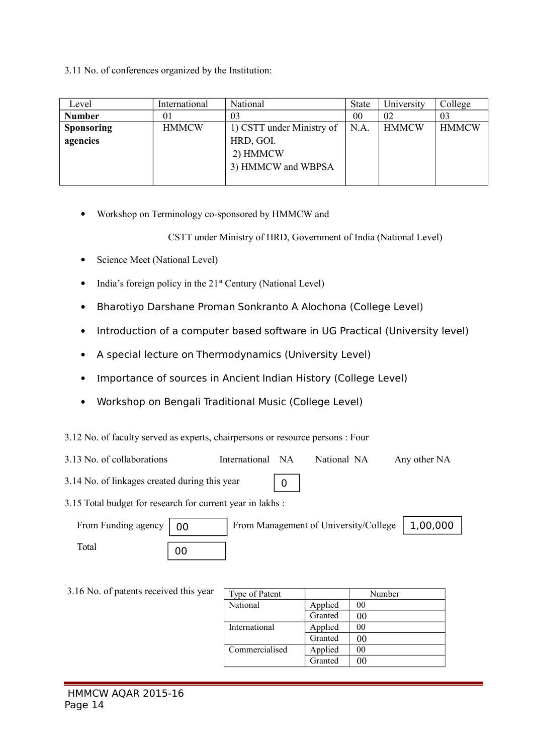3.11 No. of conferences organized by the Institution:

| Level | International | National | State | University | College |
|---|---|---|---|---|---|
| **Number** | 01 | 03 | 00 | 02 | 03 |
| **Sponsoring agencies** | HMMCW | 1) CSTT under Ministry of HRD, GOI. 2) HMMCW 3) HMMCW and WBPSA | N.A. | HMMCW | HMMCW |

- Workshop on Terminology co-sponsored by HMMCW and CSTT under Ministry of HRD, Government of India (National Level)
- Science Meet (National Level)
- India's foreign policy in the 21st Century (National Level)
- Bharotiyo Darshane Proman Sonkranto A Alochona (College Level)
- Introduction of a computer based software in UG Practical (University level)
- A special lecture on Thermodynamics (University Level)
- Importance of sources in Ancient Indian History (College Level)
- Workshop on Bengali Traditional Music (College Level)

3.12 No. of faculty served as experts, chairpersons or resource persons : Four

3.13 No. of collaborations International NA National NA Any other NA

3.14 No. of linkages created during this year 0

3.15 Total budget for research for current year in lakhs :

From Funding agency 00 From Management of University/College 1,00,000

Total 00

3.16 No. of patents received this year

| Type of Patent | | Number |
|---|---|---|
| National | Applied | 00 |
| | Granted | 00 |
| International | Applied | 00 |
| | Granted | 00 |
| Commercialised | Applied | 00 |
| | Granted | 00 |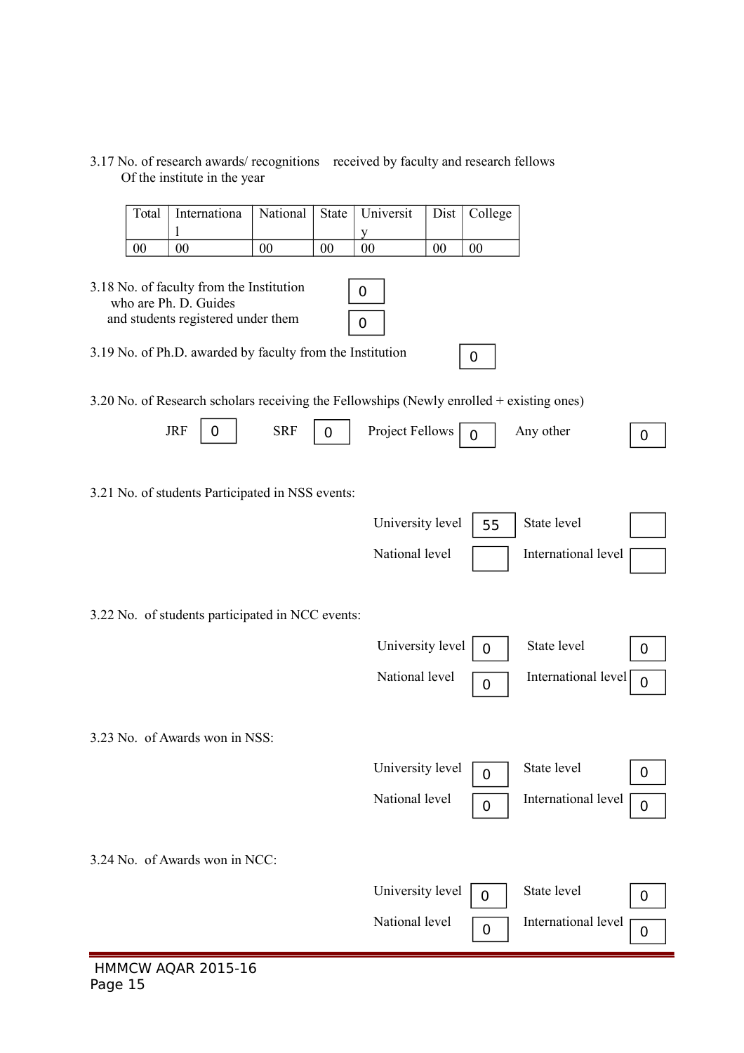3.17 No. of research awards/ recognitions received by faculty and research fellows Of the institute in the year

| Total | International | National | State | University | Dist | College |
|---|---|---|---|---|---|---|
| 00 | 00 | 00 | 00 | 00 | 00 | 00 |

3.18 No. of faculty from the Institution who are Ph. D. Guides: 0

and students registered under them: 0

3.19 No. of Ph.D. awarded by faculty from the Institution: 0

3.20 No. of Research scholars receiving the Fellowships (Newly enrolled + existing ones)

JRF: 0 SRF: 0 Project Fellows: 0 Any other: 0

3.21 No. of students Participated in NSS events:

| | | | |
|---|---|---|---|
| University level | 55 | State level | |
| National level | | International level | |

3.22 No. of students participated in NCC events:

| | | | |
|---|---|---|---|
| University level | 0 | State level | 0 |
| National level | 0 | International level | 0 |

3.23 No. of Awards won in NSS:

| | | | |
|---|---|---|---|
| University level | 0 | State level | 0 |
| National level | 0 | International level | 0 |

3.24 No. of Awards won in NCC:

| | | | |
|---|---|---|---|
| University level | 0 | State level | 0 |
| National level | 0 | International level | 0 |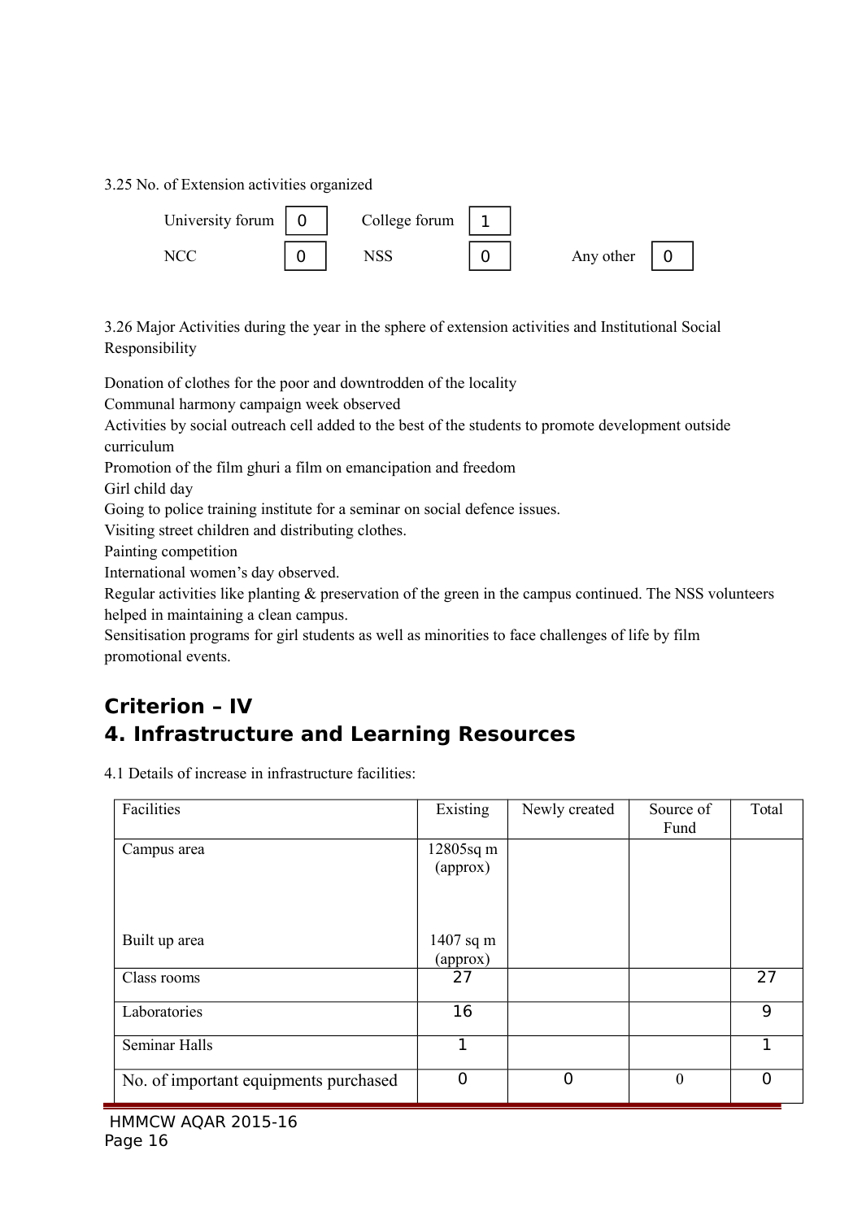3.25 No. of Extension activities organized

| | | | | | |
|---|---|---|---|---|---|
| University forum | 0 | College forum | 1 | | |
| NCC | 0 | NSS | 0 | Any other | 0 |

3.26 Major Activities during the year in the sphere of extension activities and Institutional Social Responsibility

Donation of clothes for the poor and downtrodden of the locality
Communal harmony campaign week observed
Activities by social outreach cell added to the best of the students to promote development outside curriculum
Promotion of the film ghuri a film on emancipation and freedom
Girl child day
Going to police training institute for a seminar on social defence issues.
Visiting street children and distributing clothes.
Painting competition
International women's day observed.
Regular activities like planting & preservation of the green in the campus continued. The NSS volunteers helped in maintaining a clean campus.
Sensitisation programs for girl students as well as minorities to face challenges of life by film promotional events.

## Criterion – IV

## 4. Infrastructure and Learning Resources

4.1 Details of increase in infrastructure facilities:

| Facilities | Existing | Newly created | Source of Fund | Total |
|---|---|---|---|---|
| Campus area<br><br>Built up area | 12805sq m (approx)<br><br>1407 sq m (approx) | | | |
| Class rooms | 27 | | | 27 |
| Laboratories | 16 | | | 9 |
| Seminar Halls | 1 | | | 1 |
| No. of important equipments purchased | 0 | 0 | 0 | 0 |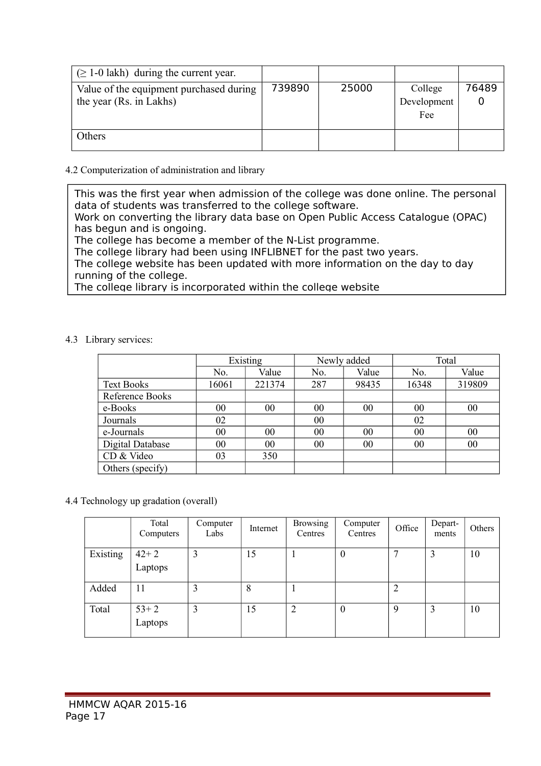| (≥ 1-0 lakh) during the current year. | | | | |
|---|---|---|---|---|
| Value of the equipment purchased during the year (Rs. in Lakhs) | 739890 | 25000 | College Development Fee | 764890 |
| Others | | | | |

4.2 Computerization of administration and library

This was the first year when admission of the college was done online. The personal data of students was transferred to the college software.
Work on converting the library data base on Open Public Access Catalogue (OPAC) has begun and is ongoing.
The college has become a member of the N-List programme.
The college library had been using INFLIBNET for the past two years.
The college website has been updated with more information on the day to day running of the college.
The college library is incorporated within the college website

4.3 Library services:

| | Existing | | Newly added | | Total | |
|---|---|---|---|---|---|---|
| | No. | Value | No. | Value | No. | Value |
| Text Books | 16061 | 221374 | 287 | 98435 | 16348 | 319809 |
| Reference Books | | | | | | |
| e-Books | 00 | 00 | 00 | 00 | 00 | 00 |
| Journals | 02 | | 00 | | 02 | |
| e-Journals | 00 | 00 | 00 | 00 | 00 | 00 |
| Digital Database | 00 | 00 | 00 | 00 | 00 | 00 |
| CD & Video | 03 | 350 | | | | |
| Others (specify) | | | | | | |

4.4 Technology up gradation (overall)

| | Total Computers | Computer Labs | Internet | Browsing Centres | Computer Centres | Office | Depart-ments | Others |
|---|---|---|---|---|---|---|---|---|
| Existing | 42+ 2 Laptops | 3 | 15 | 1 | 0 | 7 | 3 | 10 |
| Added | 11 | 3 | 8 | 1 | | 2 | | |
| Total | 53+ 2 Laptops | 3 | 15 | 2 | 0 | 9 | 3 | 10 |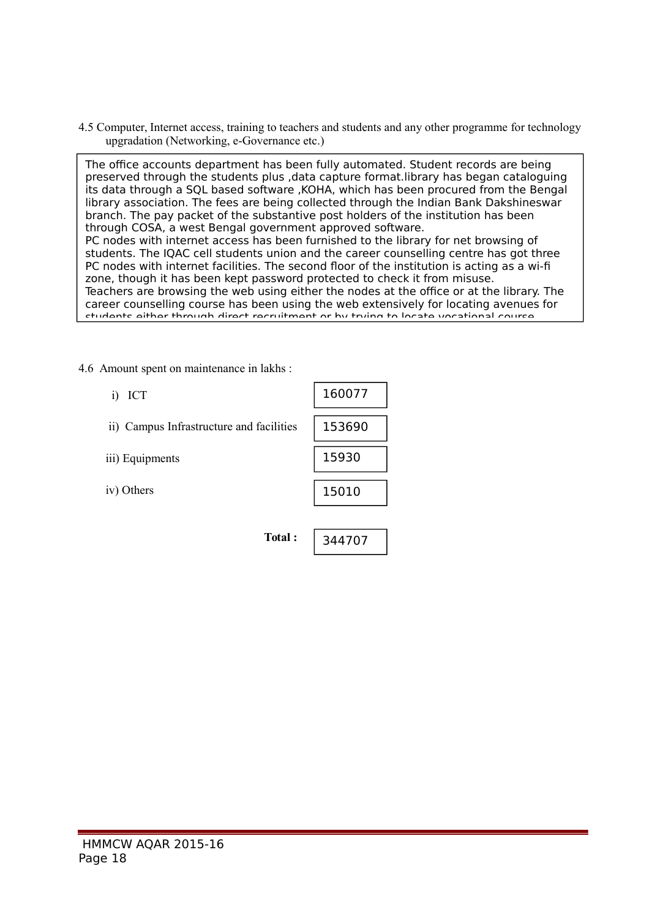4.5 Computer, Internet access, training to teachers and students and any other programme for technology upgradation (Networking, e-Governance etc.)

The office accounts department has been fully automated. Student records are being preserved through the students plus ,data capture format.library has began cataloguing its data through a SQL based software ,KOHA, which has been procured from the Bengal library association. The fees are being collected through the Indian Bank Dakshineswar branch. The pay packet of the substantive post holders of the institution has been through COSA, a west Bengal government approved software.
PC nodes with internet access has been furnished to the library for net browsing of students. The IQAC cell students union and the career counselling centre has got three PC nodes with internet facilities. The second floor of the institution is acting as a wi-fi zone, though it has been kept password protected to check it from misuse.
Teachers are browsing the web using either the nodes at the office or at the library. The career counselling course has been using the web extensively for locating avenues for students either through direct recruitment or by trying to locate vocational course

4.6 Amount spent on maintenance in lakhs :

| Item | Amount |
|---|---|
| i) ICT | 160077 |
| ii) Campus Infrastructure and facilities | 153690 |
| iii) Equipments | 15930 |
| iv) Others | 15010 |
| **Total :** | 344707 |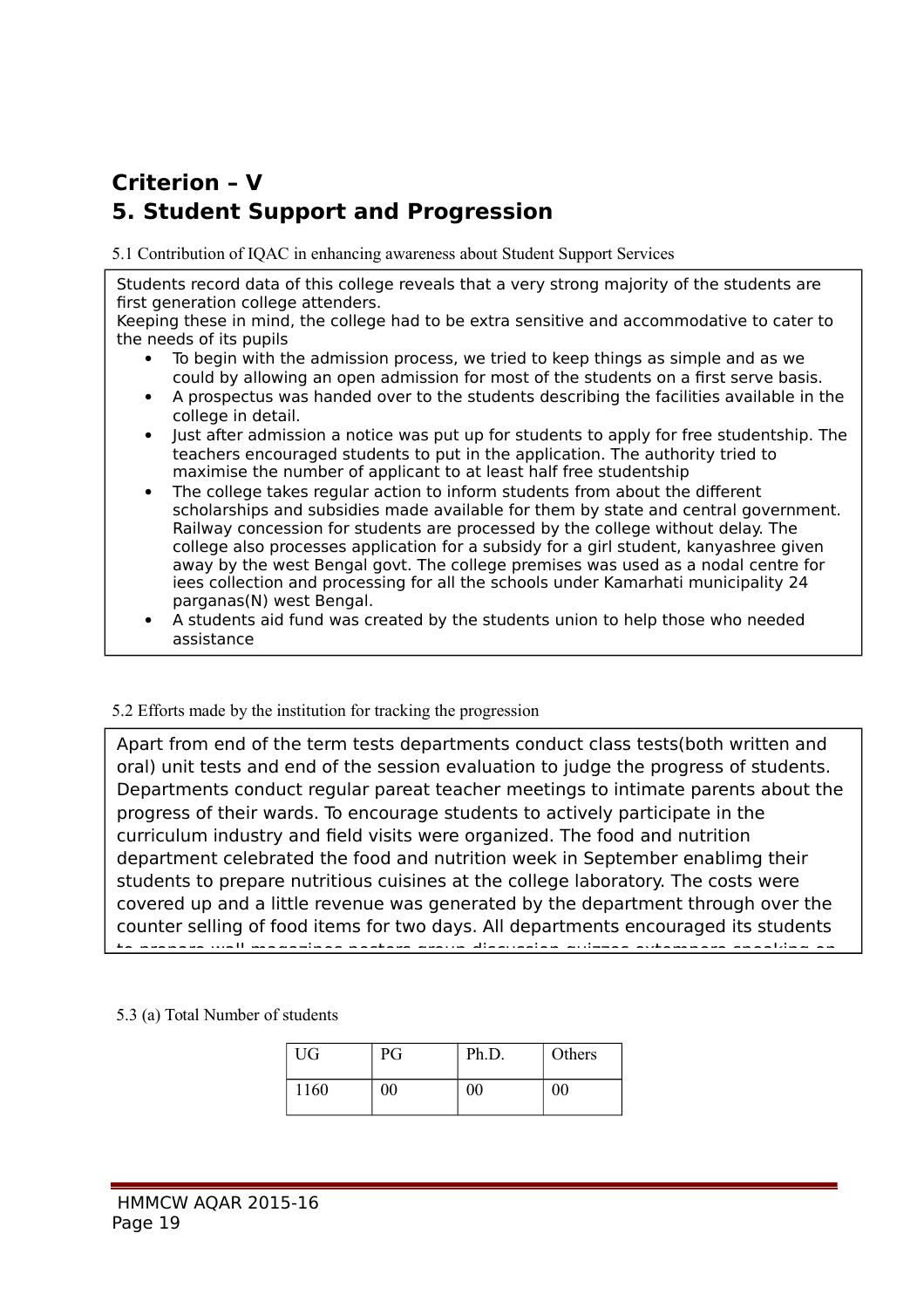## Criterion – V

## 5. Student Support and Progression

5.1 Contribution of IQAC in enhancing awareness about Student Support Services

Students record data of this college reveals that a very strong majority of the students are first generation college attenders.
Keeping these in mind, the college had to be extra sensitive and accommodative to cater to the needs of its pupils

- To begin with the admission process, we tried to keep things as simple and as we could by allowing an open admission for most of the students on a first serve basis.
- A prospectus was handed over to the students describing the facilities available in the college in detail.
- Just after admission a notice was put up for students to apply for free studentship. The teachers encouraged students to put in the application. The authority tried to maximise the number of applicant to at least half free studentship
- The college takes regular action to inform students from about the different scholarships and subsidies made available for them by state and central government. Railway concession for students are processed by the college without delay. The college also processes application for a subsidy for a girl student, kanyashree given away by the west Bengal govt. The college premises was used as a nodal centre for iees collection and processing for all the schools under Kamarhati municipality 24 parganas(N) west Bengal.
- A students aid fund was created by the students union to help those who needed assistance

5.2 Efforts made by the institution for tracking the progression

Apart from end of the term tests departments conduct class tests(both written and oral) unit tests and end of the session evaluation to judge the progress of students. Departments conduct regular pareat teacher meetings to intimate parents about the progress of their wards. To encourage students to actively participate in the curriculum industry and field visits were organized. The food and nutrition department celebrated the food and nutrition week in September enablimg their students to prepare nutritious cuisines at the college laboratory. The costs were covered up and a little revenue was generated by the department through over the counter selling of food items for two days. All departments encouraged its students

5.3 (a) Total Number of students

| UG | PG | Ph.D. | Others |
|---|---|---|---|
| 1160 | 00 | 00 | 00 |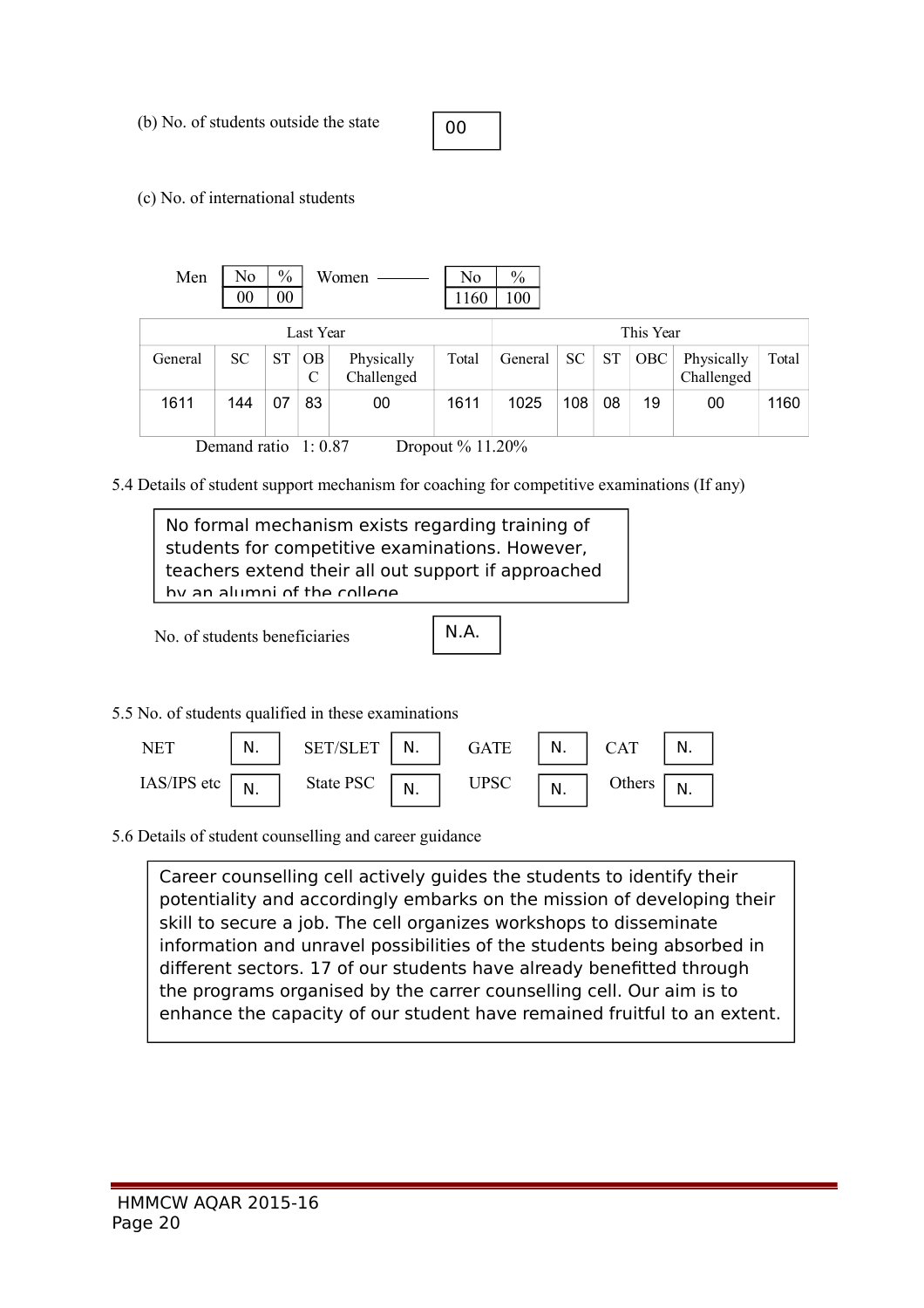(b) No. of students outside the state

| 00 |
|---|

(c) No. of international students

| Men | No | % | Women | No | % |
|---|---|---|---|---|---|
| | 00 | 00 | | 1160 | 100 |

| Last Year | | | | | | This Year | | | | | |
|---|---|---|---|---|---|---|---|---|---|---|---|
| General | SC | ST | OBC | Physically Challenged | Total | General | SC | ST | OBC | Physically Challenged | Total |
| 1611 | 144 | 07 | 83 | 00 | 1611 | 1025 | 108 | 08 | 19 | 00 | 1160 |

Demand ratio 1: 0.87 Dropout % 11.20%

5.4 Details of student support mechanism for coaching for competitive examinations (If any)

No formal mechanism exists regarding training of students for competitive examinations. However, teachers extend their all out support if approached by an alumni of the college

No. of students beneficiaries

| N.A. |
|---|

5.5 No. of students qualified in these examinations

| NET | N. | SET/SLET | N. | GATE | N. | CAT | N. |
|---|---|---|---|---|---|---|---|
| IAS/IPS etc | N. | State PSC | N. | UPSC | N. | Others | N. |

5.6 Details of student counselling and career guidance

Career counselling cell actively guides the students to identify their potentiality and accordingly embarks on the mission of developing their skill to secure a job. The cell organizes workshops to disseminate information and unravel possibilities of the students being absorbed in different sectors. 17 of our students have already benefitted through the programs organised by the carrer counselling cell. Our aim is to enhance the capacity of our student have remained fruitful to an extent.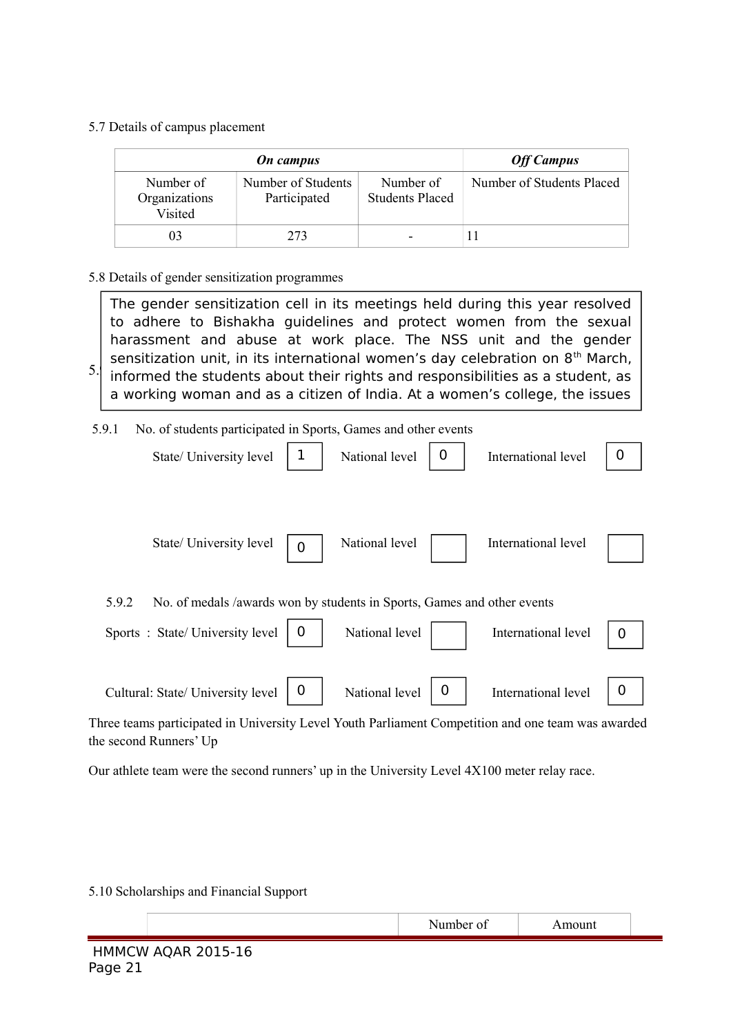5.7 Details of campus placement

| *On campus* | | | *Off Campus* |
|---|---|---|---|
| Number of Organizations Visited | Number of Students Participated | Number of Students Placed | Number of Students Placed |
| 03 | 273 | - | 11 |

5.8 Details of gender sensitization programmes

The gender sensitization cell in its meetings held during this year resolved to adhere to Bishakha guidelines and protect women from the sexual harassment and abuse at work place. The NSS unit and the gender sensitization unit, in its international women's day celebration on 8th March, informed the students about their rights and responsibilities as a student, as a working woman and as a citizen of India. At a women's college, the issues

5.9.1 No. of students participated in Sports, Games and other events

State/ University level: 1 | National level: 0 | International level: 0

State/ University level: 0 | National level: | International level:

5.9.2 No. of medals /awards won by students in Sports, Games and other events

Sports : State/ University level: 0 | National level: | International level: 0

Cultural: State/ University level: 0 | National level: 0 | International level: 0

Three teams participated in University Level Youth Parliament Competition and one team was awarded the second Runners' Up

Our athlete team were the second runners' up in the University Level 4X100 meter relay race.

5.10 Scholarships and Financial Support

| | Number of | Amount |
|---|---|---|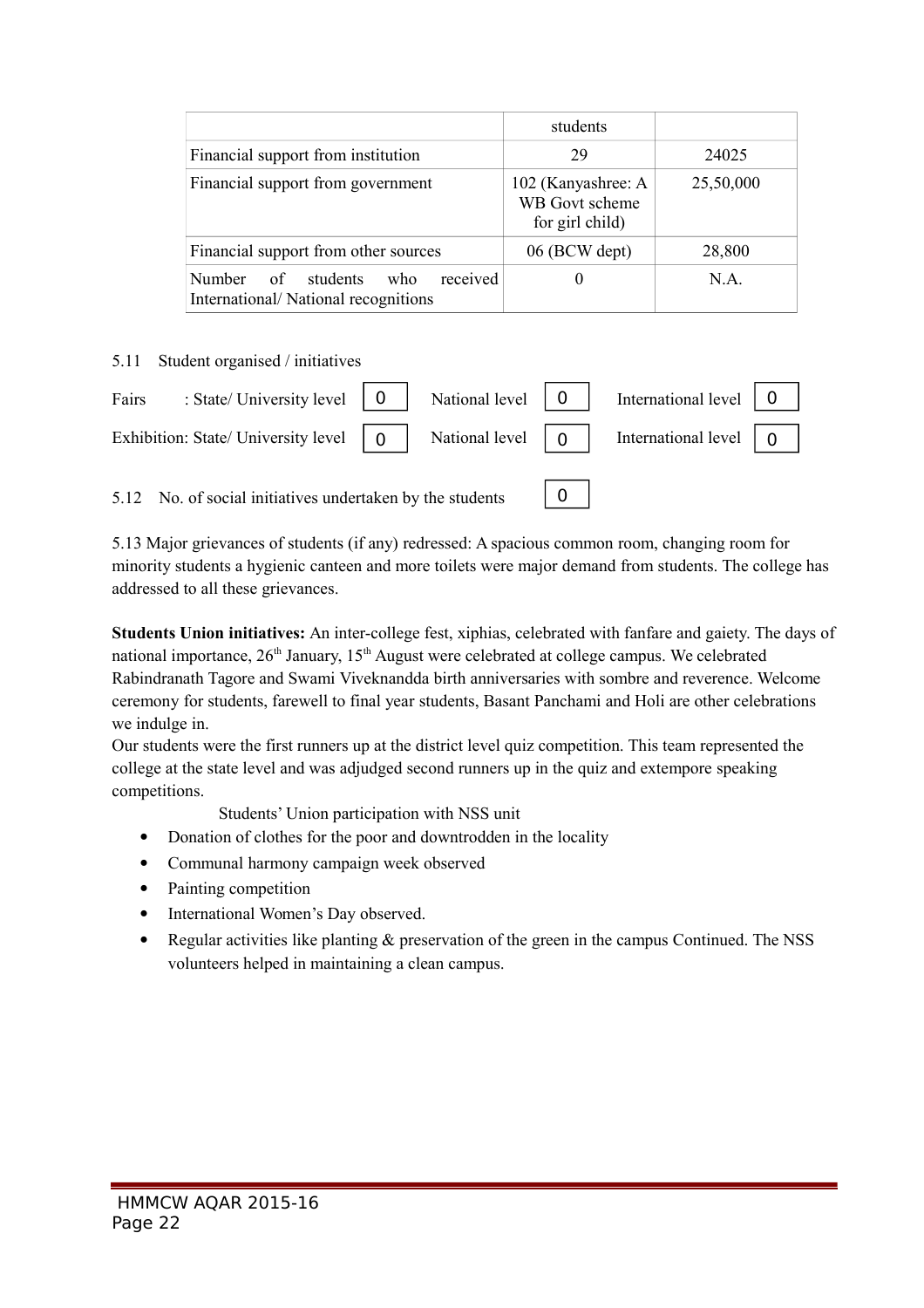| | students | |
|---|---|---|
| Financial support from institution | 29 | 24025 |
| Financial support from government | 102 (Kanyashree: A WB Govt scheme for girl child) | 25,50,000 |
| Financial support from other sources | 06 (BCW dept) | 28,800 |
| Number of students who received International/ National recognitions | 0 | N.A. |

5.11 Student organised / initiatives

| | State/ University level | | National level | | International level | |
|---|---|---|---|---|---|---|
| Fairs | : State/ University level | 0 | National level | 0 | International level | 0 |
| Exhibition | : State/ University level | 0 | National level | 0 | International level | 0 |

5.12 No. of social initiatives undertaken by the students: 0

5.13 Major grievances of students (if any) redressed: A spacious common room, changing room for minority students a hygienic canteen and more toilets were major demand from students. The college has addressed to all these grievances.

**Students Union initiatives:** An inter-college fest, xiphias, celebrated with fanfare and gaiety. The days of national importance, 26th January, 15th August were celebrated at college campus. We celebrated Rabindranath Tagore and Swami Viveknandda birth anniversaries with sombre and reverence. Welcome ceremony for students, farewell to final year students, Basant Panchami and Holi are other celebrations we indulge in.

Our students were the first runners up at the district level quiz competition. This team represented the college at the state level and was adjudged second runners up in the quiz and extempore speaking competitions.

Students' Union participation with NSS unit

- Donation of clothes for the poor and downtrodden in the locality
- Communal harmony campaign week observed
- Painting competition
- International Women's Day observed.
- Regular activities like planting & preservation of the green in the campus Continued. The NSS volunteers helped in maintaining a clean campus.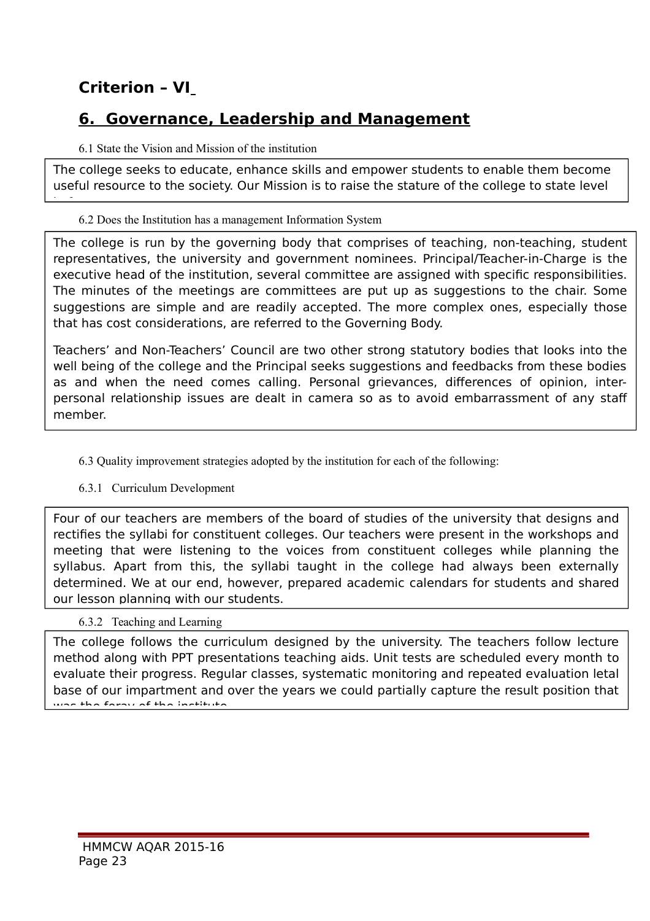# Criterion – VI

## 6. Governance, Leadership and Management

6.1 State the Vision and Mission of the institution

The college seeks to educate, enhance skills and empower students to enable them become useful resource to the society. Our Mission is to raise the stature of the college to state level

6.2 Does the Institution has a management Information System

The college is run by the governing body that comprises of teaching, non-teaching, student representatives, the university and government nominees. Principal/Teacher-in-Charge is the executive head of the institution, several committee are assigned with specific responsibilities. The minutes of the meetings are committees are put up as suggestions to the chair. Some suggestions are simple and are readily accepted. The more complex ones, especially those that has cost considerations, are referred to the Governing Body.

Teachers' and Non-Teachers' Council are two other strong statutory bodies that looks into the well being of the college and the Principal seeks suggestions and feedbacks from these bodies as and when the need comes calling. Personal grievances, differences of opinion, inter-personal relationship issues are dealt in camera so as to avoid embarrassment of any staff member.

6.3 Quality improvement strategies adopted by the institution for each of the following:

6.3.1 Curriculum Development

Four of our teachers are members of the board of studies of the university that designs and rectifies the syllabi for constituent colleges. Our teachers were present in the workshops and meeting that were listening to the voices from constituent colleges while planning the syllabus. Apart from this, the syllabi taught in the college had always been externally determined. We at our end, however, prepared academic calendars for students and shared our lesson planning with our students.

6.3.2 Teaching and Learning

The college follows the curriculum designed by the university. The teachers follow lecture method along with PPT presentations teaching aids. Unit tests are scheduled every month to evaluate their progress. Regular classes, systematic monitoring and repeated evaluation letal base of our impartment and over the years we could partially capture the result position that was the foray of the institute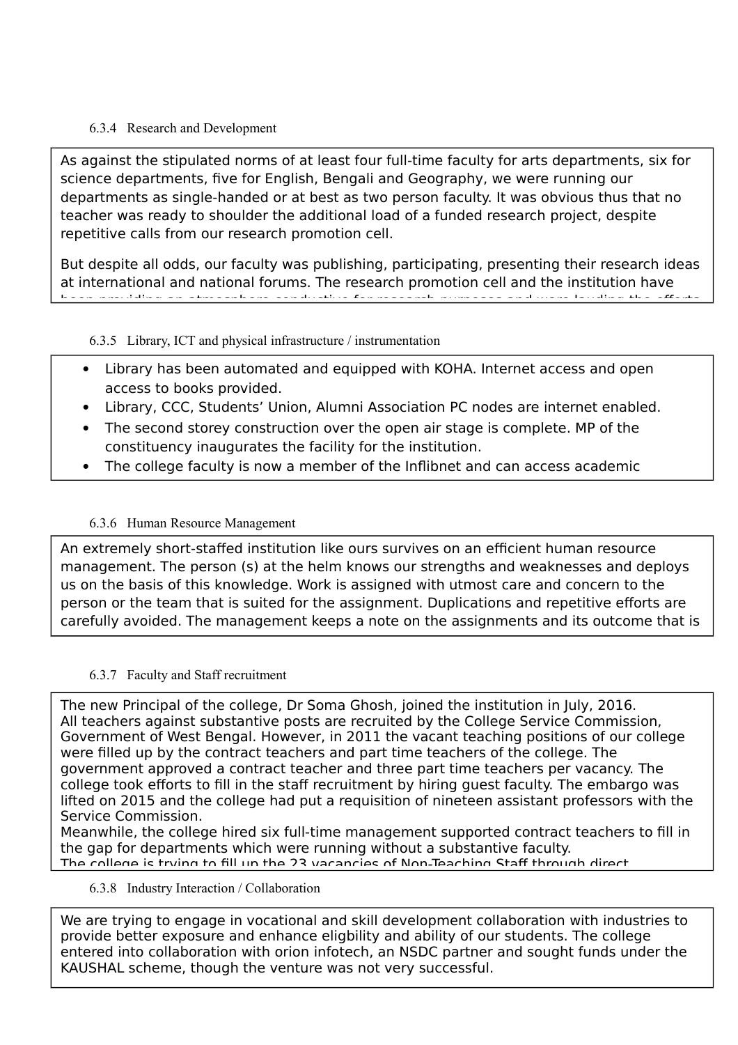### 6.3.4 Research and Development

As against the stipulated norms of at least four full-time faculty for arts departments, six for science departments, five for English, Bengali and Geography, we were running our departments as single-handed or at best as two person faculty. It was obvious thus that no teacher was ready to shoulder the additional load of a funded research project, despite repetitive calls from our research promotion cell.

But despite all odds, our faculty was publishing, participating, presenting their research ideas at international and national forums. The research promotion cell and the institution have been providing an atmosphere conductive for research purposes and were lauding the efforts

### 6.3.5 Library, ICT and physical infrastructure / instrumentation

- Library has been automated and equipped with KOHA. Internet access and open access to books provided.
- Library, CCC, Students' Union, Alumni Association PC nodes are internet enabled.
- The second storey construction over the open air stage is complete. MP of the constituency inaugurates the facility for the institution.
- The college faculty is now a member of the Inflibnet and can access academic

### 6.3.6 Human Resource Management

An extremely short-staffed institution like ours survives on an efficient human resource management. The person (s) at the helm knows our strengths and weaknesses and deploys us on the basis of this knowledge. Work is assigned with utmost care and concern to the person or the team that is suited for the assignment. Duplications and repetitive efforts are carefully avoided. The management keeps a note on the assignments and its outcome that is

### 6.3.7 Faculty and Staff recruitment

The new Principal of the college, Dr Soma Ghosh, joined the institution in July, 2016.
All teachers against substantive posts are recruited by the College Service Commission, Government of West Bengal. However, in 2011 the vacant teaching positions of our college were filled up by the contract teachers and part time teachers of the college. The government approved a contract teacher and three part time teachers per vacancy. The college took efforts to fill in the staff recruitment by hiring guest faculty. The embargo was lifted on 2015 and the college had put a requisition of nineteen assistant professors with the Service Commission.
Meanwhile, the college hired six full-time management supported contract teachers to fill in the gap for departments which were running without a substantive faculty.
The college is trying to fill up the 23 vacancies of Non-Teaching Staff through direct

### 6.3.8 Industry Interaction / Collaboration

We are trying to engage in vocational and skill development collaboration with industries to provide better exposure and enhance eligbility and ability of our students. The college entered into collaboration with orion infotech, an NSDC partner and sought funds under the KAUSHAL scheme, though the venture was not very successful.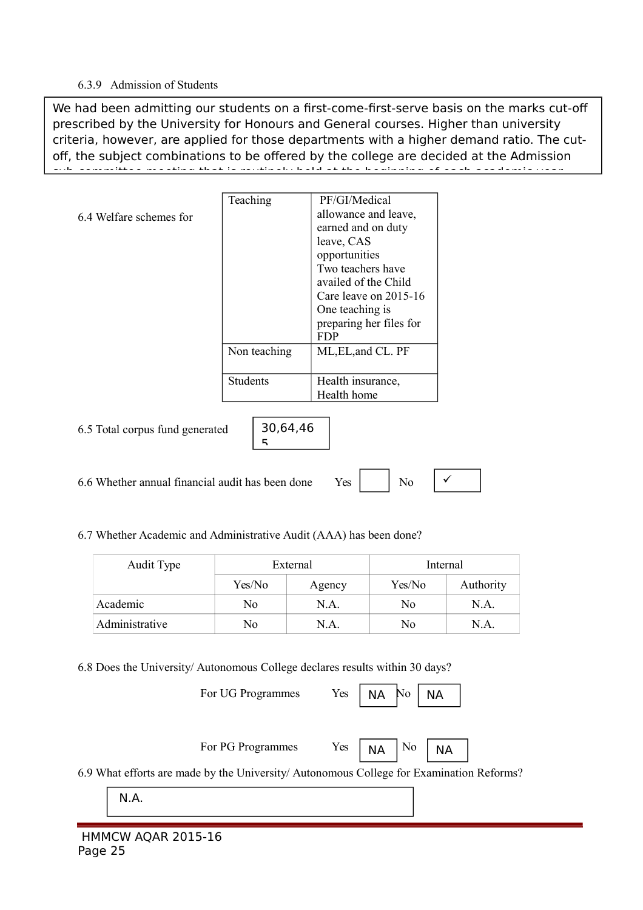6.3.9 Admission of Students

We had been admitting our students on a first-come-first-serve basis on the marks cut-off prescribed by the University for Honours and General courses. Higher than university criteria, however, are applied for those departments with a higher demand ratio. The cut-off, the subject combinations to be offered by the college are decided at the Admission sub-committee meeting that is routinely held at the beginning of each academic year

6.4 Welfare schemes for

| | |
|---|---|
| Teaching | PF/GI/Medical allowance and leave, earned and on duty leave, CAS opportunities<br>Two teachers have availed of the Child Care leave on 2015-16<br>One teaching is preparing her files for FDP |
| Non teaching | ML,EL,and CL. PF |
| Students | Health insurance, Health home |

6.5 Total corpus fund generated: 30,64,465

6.6 Whether annual financial audit has been done Yes [ ] No [✓]

6.7 Whether Academic and Administrative Audit (AAA) has been done?

| Audit Type | External | | Internal | |
|---|---|---|---|---|
| | Yes/No | Agency | Yes/No | Authority |
| Academic | No | N.A. | No | N.A. |
| Administrative | No | N.A. | No | N.A. |

6.8 Does the University/ Autonomous College declares results within 30 days?

For UG Programmes Yes [NA] No [NA]

For PG Programmes Yes [NA] No [NA]

6.9 What efforts are made by the University/ Autonomous College for Examination Reforms?

N.A.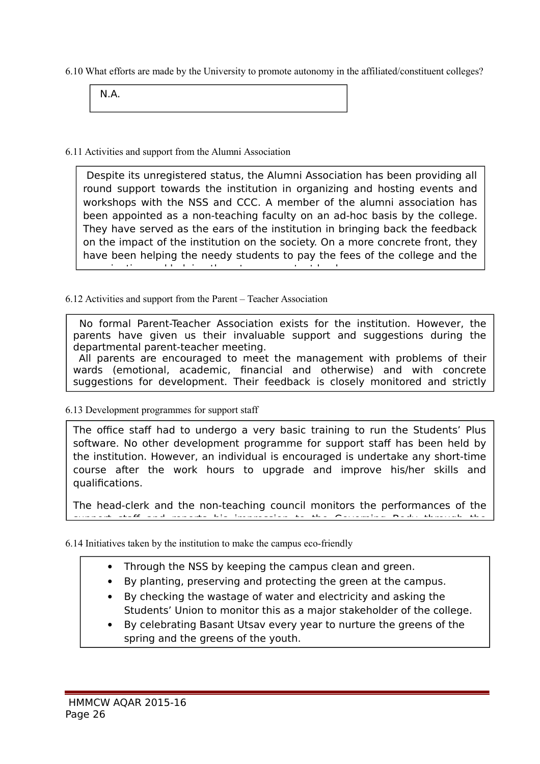6.10 What efforts are made by the University to promote autonomy in the affiliated/constituent colleges?

N.A.

6.11 Activities and support from the Alumni Association

Despite its unregistered status, the Alumni Association has been providing all round support towards the institution in organizing and hosting events and workshops with the NSS and CCC. A member of the alumni association has been appointed as a non-teaching faculty on an ad-hoc basis by the college. They have served as the ears of the institution in bringing back the feedback on the impact of the institution on the society. On a more concrete front, they have been helping the needy students to pay the fees of the college and the

6.12 Activities and support from the Parent – Teacher Association

No formal Parent-Teacher Association exists for the institution. However, the parents have given us their invaluable support and suggestions during the departmental parent-teacher meeting.

All parents are encouraged to meet the management with problems of their wards (emotional, academic, financial and otherwise) and with concrete suggestions for development. Their feedback is closely monitored and strictly

6.13 Development programmes for support staff

The office staff had to undergo a very basic training to run the Students' Plus software. No other development programme for support staff has been held by the institution. However, an individual is encouraged is undertake any short-time course after the work hours to upgrade and improve his/her skills and qualifications.

The head-clerk and the non-teaching council monitors the performances of the

6.14 Initiatives taken by the institution to make the campus eco-friendly

- Through the NSS by keeping the campus clean and green.
- By planting, preserving and protecting the green at the campus.
- By checking the wastage of water and electricity and asking the Students' Union to monitor this as a major stakeholder of the college.
- By celebrating Basant Utsav every year to nurture the greens of the spring and the greens of the youth.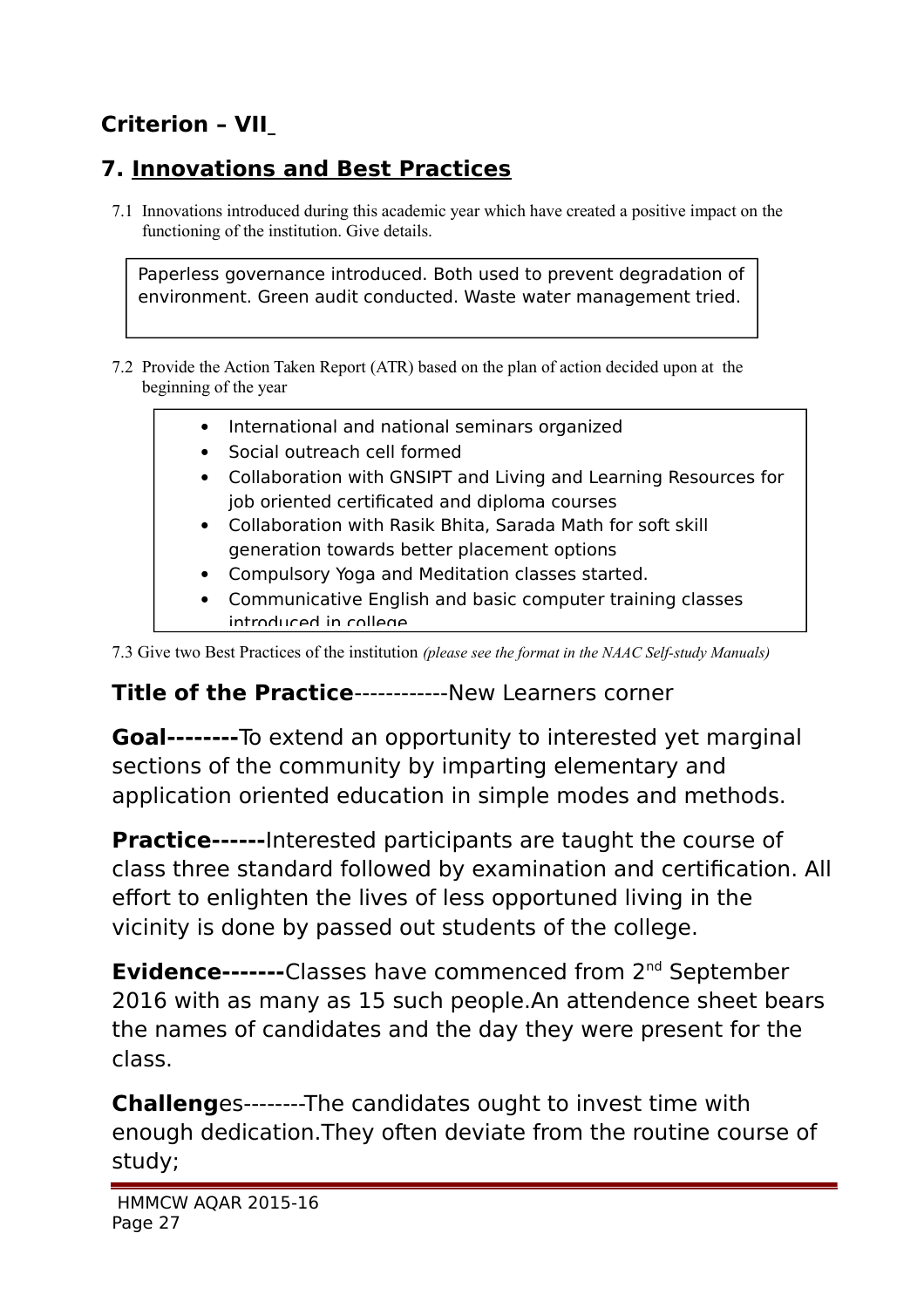# Criterion – VII

## 7. Innovations and Best Practices

7.1 Innovations introduced during this academic year which have created a positive impact on the functioning of the institution. Give details.

Paperless governance introduced. Both used to prevent degradation of environment. Green audit conducted. Waste water management tried.

7.2 Provide the Action Taken Report (ATR) based on the plan of action decided upon at the beginning of the year

- International and national seminars organized
- Social outreach cell formed
- Collaboration with GNSIPT and Living and Learning Resources for job oriented certificated and diploma courses
- Collaboration with Rasik Bhita, Sarada Math for soft skill generation towards better placement options
- Compulsory Yoga and Meditation classes started.
- Communicative English and basic computer training classes introduced in college

7.3 Give two Best Practices of the institution *(please see the format in the NAAC Self-study Manuals)*

**Title of the Practice**------------New Learners corner

**Goal--------**To extend an opportunity to interested yet marginal sections of the community by imparting elementary and application oriented education in simple modes and methods.

**Practice------**Interested participants are taught the course of class three standard followed by examination and certification. All effort to enlighten the lives of less opportuned living in the vicinity is done by passed out students of the college.

**Evidence-------**Classes have commenced from 2nd September 2016 with as many as 15 such people.An attendence sheet bears the names of candidates and the day they were present for the class.

**Challeng**es--------The candidates ought to invest time with enough dedication.They often deviate from the routine course of study;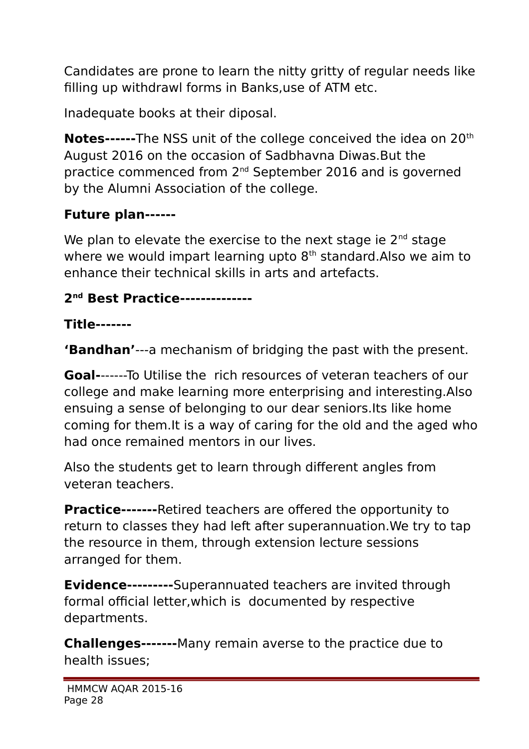Candidates are prone to learn the nitty gritty of regular needs like filling up withdrawl forms in Banks,use of ATM etc.

Inadequate books at their diposal.

**Notes------**The NSS unit of the college conceived the idea on 20th August 2016 on the occasion of Sadbhavna Diwas.But the practice commenced from 2nd September 2016 and is governed by the Alumni Association of the college.

**Future plan------**

We plan to elevate the exercise to the next stage ie 2nd stage where we would impart learning upto 8th standard.Also we aim to enhance their technical skills in arts and artefacts.

**2nd Best Practice--------------**

**Title-------**

**'Bandhan'**---a mechanism of bridging the past with the present.

**Goal-**------To Utilise the rich resources of veteran teachers of our college and make learning more enterprising and interesting.Also ensuing a sense of belonging to our dear seniors.Its like home coming for them.It is a way of caring for the old and the aged who had once remained mentors in our lives.

Also the students get to learn through different angles from veteran teachers.

**Practice-------**Retired teachers are offered the opportunity to return to classes they had left after superannuation.We try to tap the resource in them, through extension lecture sessions arranged for them.

**Evidence---------**Superannuated teachers are invited through formal official letter,which is documented by respective departments.

**Challenges-------**Many remain averse to the practice due to health issues;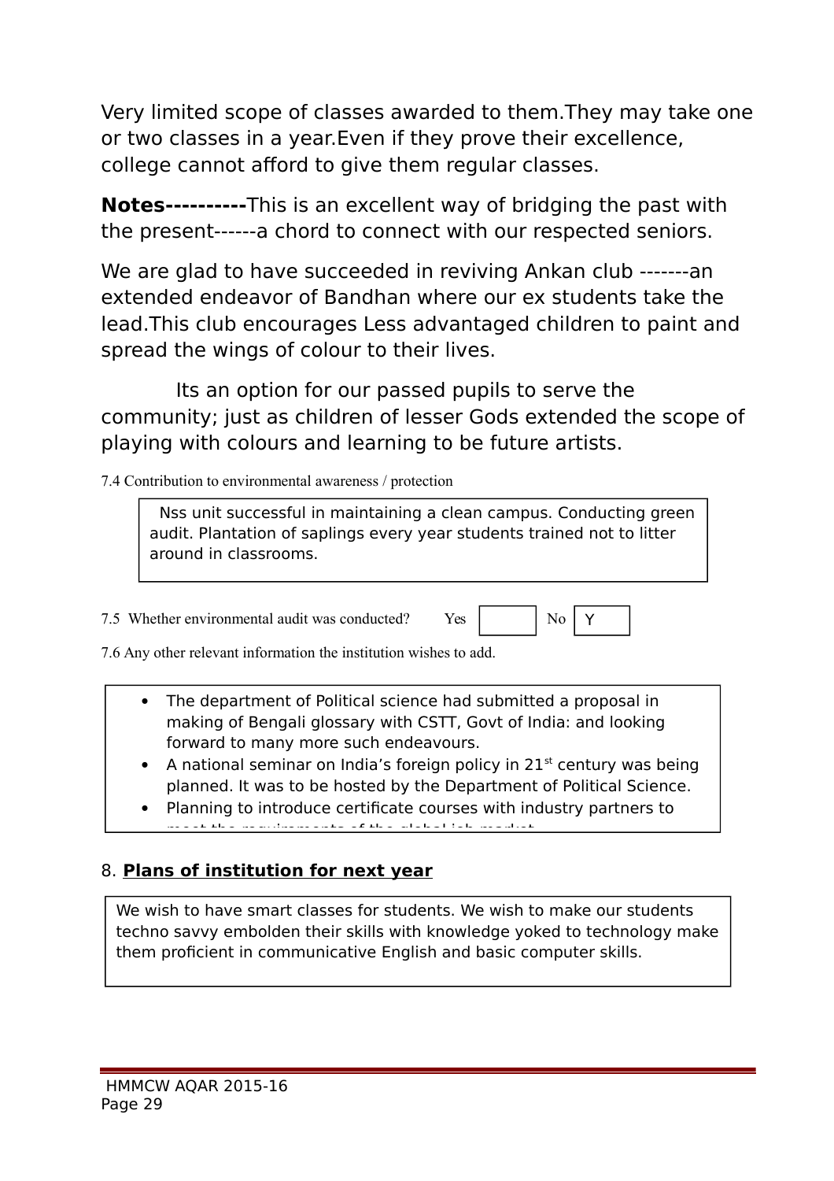Very limited scope of classes awarded to them.They may take one or two classes in a year.Even if they prove their excellence, college cannot afford to give them regular classes.

**Notes----------**This is an excellent way of bridging the past with the present------a chord to connect with our respected seniors.

We are glad to have succeeded in reviving Ankan club -------an extended endeavor of Bandhan where our ex students take the lead.This club encourages Less advantaged children to paint and spread the wings of colour to their lives.

Its an option for our passed pupils to serve the community; just as children of lesser Gods extended the scope of playing with colours and learning to be future artists.

7.4 Contribution to environmental awareness / protection

Nss unit successful in maintaining a clean campus. Conducting green audit. Plantation of saplings every year students trained not to litter around in classrooms.

7.5 Whether environmental audit was conducted? Yes [ ] No [Y]

7.6 Any other relevant information the institution wishes to add.

- The department of Political science had submitted a proposal in making of Bengali glossary with CSTT, Govt of India: and looking forward to many more such endeavours.
- A national seminar on India's foreign policy in 21st century was being planned. It was to be hosted by the Department of Political Science.
- Planning to introduce certificate courses with industry partners to meet the requirements of the global job market

8. **Plans of institution for next year**

We wish to have smart classes for students. We wish to make our students techno savvy embolden their skills with knowledge yoked to technology make them proficient in communicative English and basic computer skills.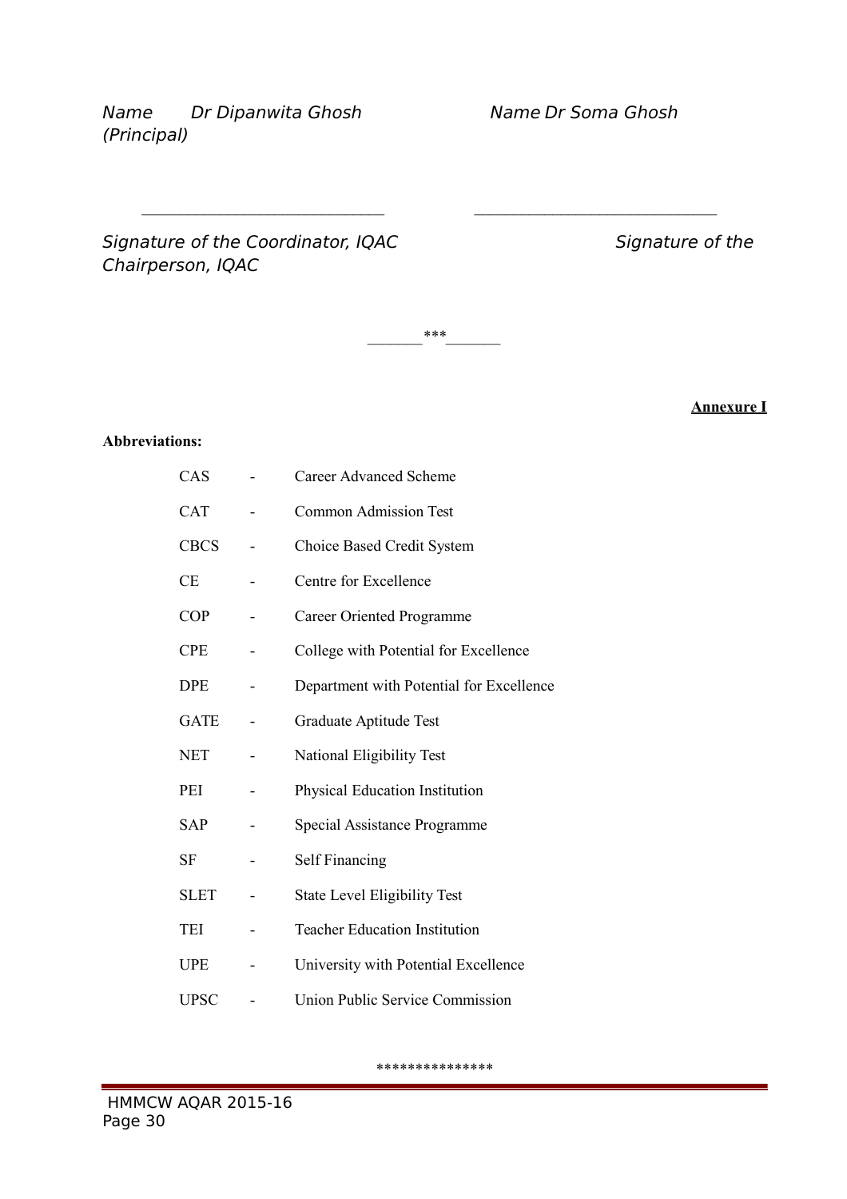*Name Dr Dipanwita Ghosh (Principal)*

*Name Dr Soma Ghosh*

_____________________________ _____________________________

*Signature of the Coordinator, IQAC*

*Signature of the Chairperson, IQAC*

_______***_______

**Annexure I**

**Abbreviations:**

| | | |
|---|---|---|
| CAS | - | Career Advanced Scheme |
| CAT | - | Common Admission Test |
| CBCS | - | Choice Based Credit System |
| CE | - | Centre for Excellence |
| COP | - | Career Oriented Programme |
| CPE | - | College with Potential for Excellence |
| DPE | - | Department with Potential for Excellence |
| GATE | - | Graduate Aptitude Test |
| NET | - | National Eligibility Test |
| PEI | - | Physical Education Institution |
| SAP | - | Special Assistance Programme |
| SF | - | Self Financing |
| SLET | - | State Level Eligibility Test |
| TEI | - | Teacher Education Institution |
| UPE | - | University with Potential Excellence |
| UPSC | - | Union Public Service Commission |

***************